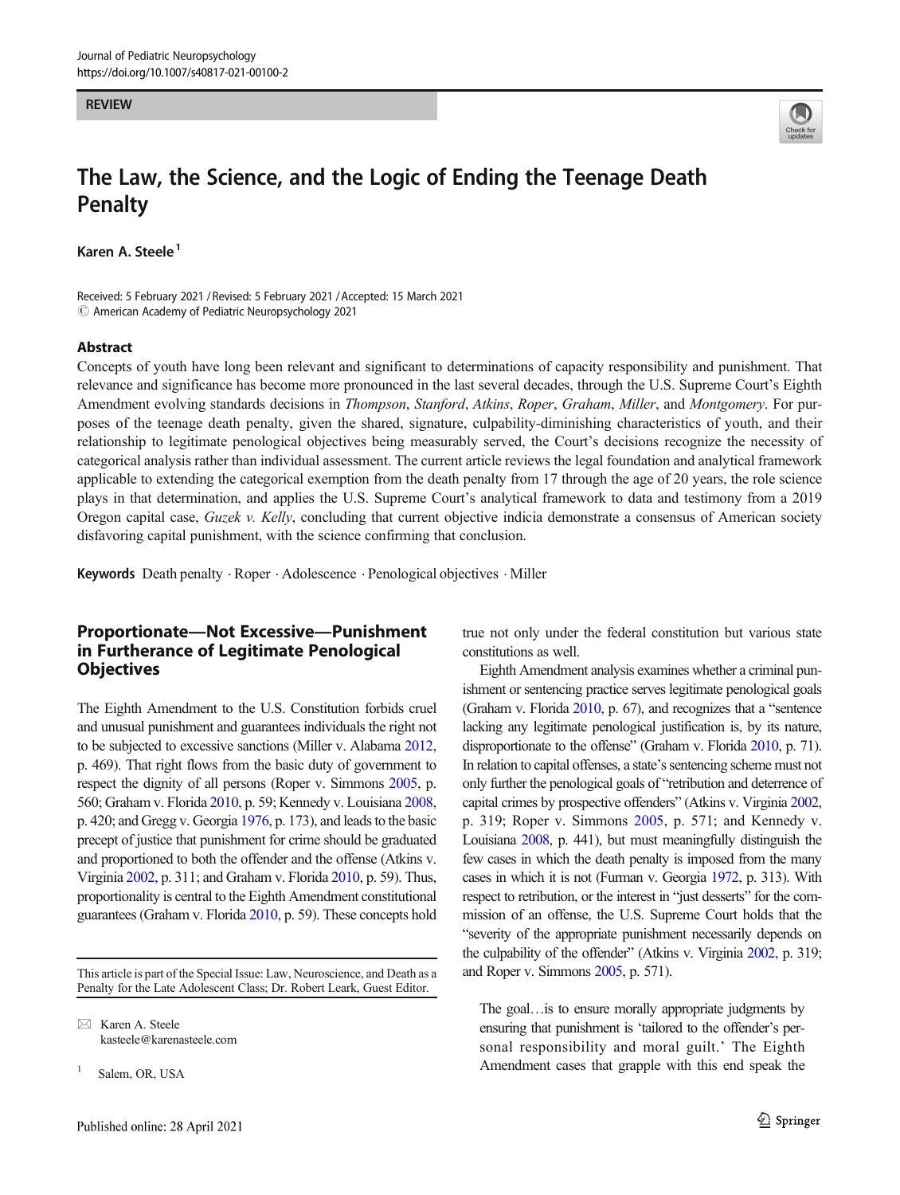REVIEW

# The Law, the Science, and the Logic of Ending the Teenage Death Penalty

Karen A. Steele[1]

Received: 5 February 2021 / Revised: 5 February 2021 / Accepted: 15 March 2021
© American Academy of Pediatric Neuropsychology 2021

## Abstract

Concepts of youth have long been relevant and significant to determinations of capacity responsibility and punishment. That relevance and significance has become more pronounced in the last several decades, through the U.S. Supreme Court's Eighth Amendment evolving standards decisions in *Thompson*, *Stanford*, *Atkins*, *Roper*, *Graham*, *Miller*, and *Montgomery*. For purposes of the teenage death penalty, given the shared, signature, culpability-diminishing characteristics of youth, and their relationship to legitimate penological objectives being measurably served, the Court's decisions recognize the necessity of categorical analysis rather than individual assessment. The current article reviews the legal foundation and analytical framework applicable to extending the categorical exemption from the death penalty from 17 through the age of 20 years, the role science plays in that determination, and applies the U.S. Supreme Court's analytical framework to data and testimony from a 2019 Oregon capital case, *Guzek v. Kelly*, concluding that current objective indicia demonstrate a consensus of American society disfavoring capital punishment, with the science confirming that conclusion.

**Keywords** Death penalty · Roper · Adolescence · Penological objectives · Miller

## Proportionate—Not Excessive—Punishment in Furtherance of Legitimate Penological Objectives

The Eighth Amendment to the U.S. Constitution forbids cruel and unusual punishment and guarantees individuals the right not to be subjected to excessive sanctions (Miller v. Alabama 2012, p. 469). That right flows from the basic duty of government to respect the dignity of all persons (Roper v. Simmons 2005, p. 560; Graham v. Florida 2010, p. 59; Kennedy v. Louisiana 2008, p. 420; and Gregg v. Georgia 1976, p. 173), and leads to the basic precept of justice that punishment for crime should be graduated and proportioned to both the offender and the offense (Atkins v. Virginia 2002, p. 311; and Graham v. Florida 2010, p. 59). Thus, proportionality is central to the Eighth Amendment constitutional guarantees (Graham v. Florida 2010, p. 59). These concepts hold true not only under the federal constitution but various state constitutions as well.

Eighth Amendment analysis examines whether a criminal punishment or sentencing practice serves legitimate penological goals (Graham v. Florida 2010, p. 67), and recognizes that a "sentence lacking any legitimate penological justification is, by its nature, disproportionate to the offense" (Graham v. Florida 2010, p. 71). In relation to capital offenses, a state's sentencing scheme must not only further the penological goals of "retribution and deterrence of capital crimes by prospective offenders" (Atkins v. Virginia 2002, p. 319; Roper v. Simmons 2005, p. 571; and Kennedy v. Louisiana 2008, p. 441), but must meaningfully distinguish the few cases in which the death penalty is imposed from the many cases in which it is not (Furman v. Georgia 1972, p. 313). With respect to retribution, or the interest in "just desserts" for the commission of an offense, the U.S. Supreme Court holds that the "severity of the appropriate punishment necessarily depends on the culpability of the offender" (Atkins v. Virginia 2002, p. 319; and Roper v. Simmons 2005, p. 571).

> The goal…is to ensure morally appropriate judgments by ensuring that punishment is 'tailored to the offender's personal responsibility and moral guilt.' The Eighth Amendment cases that grapple with this end speak the

This article is part of the Special Issue: Law, Neuroscience, and Death as a Penalty for the Late Adolescent Class; Dr. Robert Leark, Guest Editor.

✉ Karen A. Steele
kasteele@karenasteele.com

[1] Salem, OR, USA

Published online: 28 April 2021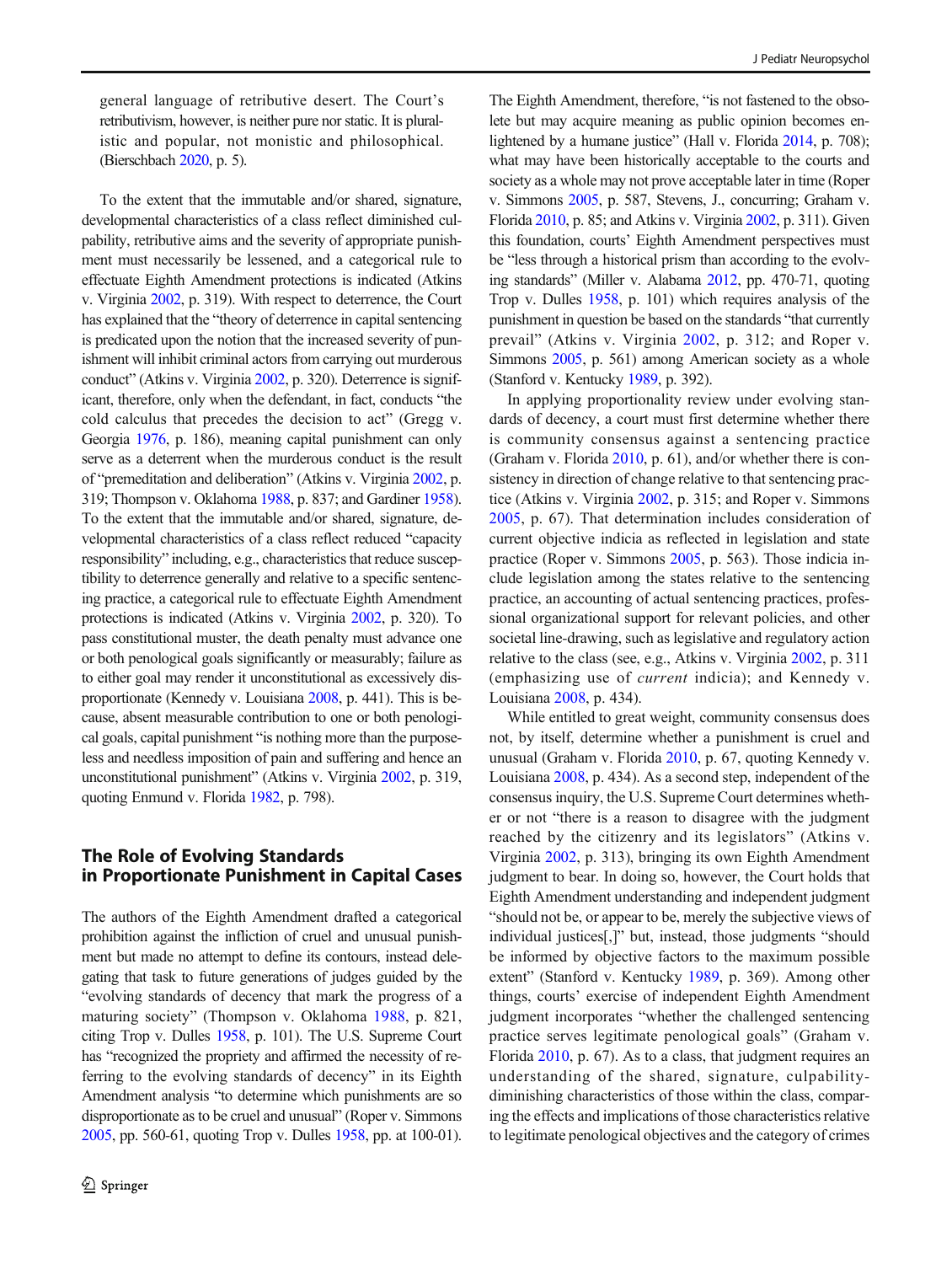general language of retributive desert. The Court's retributivism, however, is neither pure nor static. It is pluralistic and popular, not monistic and philosophical. (Bierschbach 2020, p. 5).

To the extent that the immutable and/or shared, signature, developmental characteristics of a class reflect diminished culpability, retributive aims and the severity of appropriate punishment must necessarily be lessened, and a categorical rule to effectuate Eighth Amendment protections is indicated (Atkins v. Virginia 2002, p. 319). With respect to deterrence, the Court has explained that the "theory of deterrence in capital sentencing is predicated upon the notion that the increased severity of punishment will inhibit criminal actors from carrying out murderous conduct" (Atkins v. Virginia 2002, p. 320). Deterrence is significant, therefore, only when the defendant, in fact, conducts "the cold calculus that precedes the decision to act" (Gregg v. Georgia 1976, p. 186), meaning capital punishment can only serve as a deterrent when the murderous conduct is the result of "premeditation and deliberation" (Atkins v. Virginia 2002, p. 319; Thompson v. Oklahoma 1988, p. 837; and Gardiner 1958). To the extent that the immutable and/or shared, signature, developmental characteristics of a class reflect reduced "capacity responsibility" including, e.g., characteristics that reduce susceptibility to deterrence generally and relative to a specific sentencing practice, a categorical rule to effectuate Eighth Amendment protections is indicated (Atkins v. Virginia 2002, p. 320). To pass constitutional muster, the death penalty must advance one or both penological goals significantly or measurably; failure as to either goal may render it unconstitutional as excessively disproportionate (Kennedy v. Louisiana 2008, p. 441). This is because, absent measurable contribution to one or both penological goals, capital punishment "is nothing more than the purposeless and needless imposition of pain and suffering and hence an unconstitutional punishment" (Atkins v. Virginia 2002, p. 319, quoting Enmund v. Florida 1982, p. 798).

## The Role of Evolving Standards in Proportionate Punishment in Capital Cases

The authors of the Eighth Amendment drafted a categorical prohibition against the infliction of cruel and unusual punishment but made no attempt to define its contours, instead delegating that task to future generations of judges guided by the "evolving standards of decency that mark the progress of a maturing society" (Thompson v. Oklahoma 1988, p. 821, citing Trop v. Dulles 1958, p. 101). The U.S. Supreme Court has "recognized the propriety and affirmed the necessity of referring to the evolving standards of decency" in its Eighth Amendment analysis "to determine which punishments are so disproportionate as to be cruel and unusual" (Roper v. Simmons 2005, pp. 560-61, quoting Trop v. Dulles 1958, pp. at 100-01). The Eighth Amendment, therefore, "is not fastened to the obsolete but may acquire meaning as public opinion becomes enlightened by a humane justice" (Hall v. Florida 2014, p. 708); what may have been historically acceptable to the courts and society as a whole may not prove acceptable later in time (Roper v. Simmons 2005, p. 587, Stevens, J., concurring; Graham v. Florida 2010, p. 85; and Atkins v. Virginia 2002, p. 311). Given this foundation, courts' Eighth Amendment perspectives must be "less through a historical prism than according to the evolving standards" (Miller v. Alabama 2012, pp. 470-71, quoting Trop v. Dulles 1958, p. 101) which requires analysis of the punishment in question be based on the standards "that currently prevail" (Atkins v. Virginia 2002, p. 312; and Roper v. Simmons 2005, p. 561) among American society as a whole (Stanford v. Kentucky 1989, p. 392).

In applying proportionality review under evolving standards of decency, a court must first determine whether there is community consensus against a sentencing practice (Graham v. Florida 2010, p. 61), and/or whether there is consistency in direction of change relative to that sentencing practice (Atkins v. Virginia 2002, p. 315; and Roper v. Simmons 2005, p. 67). That determination includes consideration of current objective indicia as reflected in legislation and state practice (Roper v. Simmons 2005, p. 563). Those indicia include legislation among the states relative to the sentencing practice, an accounting of actual sentencing practices, professional organizational support for relevant policies, and other societal line-drawing, such as legislative and regulatory action relative to the class (see, e.g., Atkins v. Virginia 2002, p. 311 (emphasizing use of *current* indicia); and Kennedy v. Louisiana 2008, p. 434).

While entitled to great weight, community consensus does not, by itself, determine whether a punishment is cruel and unusual (Graham v. Florida 2010, p. 67, quoting Kennedy v. Louisiana 2008, p. 434). As a second step, independent of the consensus inquiry, the U.S. Supreme Court determines whether or not "there is a reason to disagree with the judgment reached by the citizenry and its legislators" (Atkins v. Virginia 2002, p. 313), bringing its own Eighth Amendment judgment to bear. In doing so, however, the Court holds that Eighth Amendment understanding and independent judgment "should not be, or appear to be, merely the subjective views of individual justices[,]" but, instead, those judgments "should be informed by objective factors to the maximum possible extent" (Stanford v. Kentucky 1989, p. 369). Among other things, courts' exercise of independent Eighth Amendment judgment incorporates "whether the challenged sentencing practice serves legitimate penological goals" (Graham v. Florida 2010, p. 67). As to a class, that judgment requires an understanding of the shared, signature, culpability-diminishing characteristics of those within the class, comparing the effects and implications of those characteristics relative to legitimate penological objectives and the category of crimes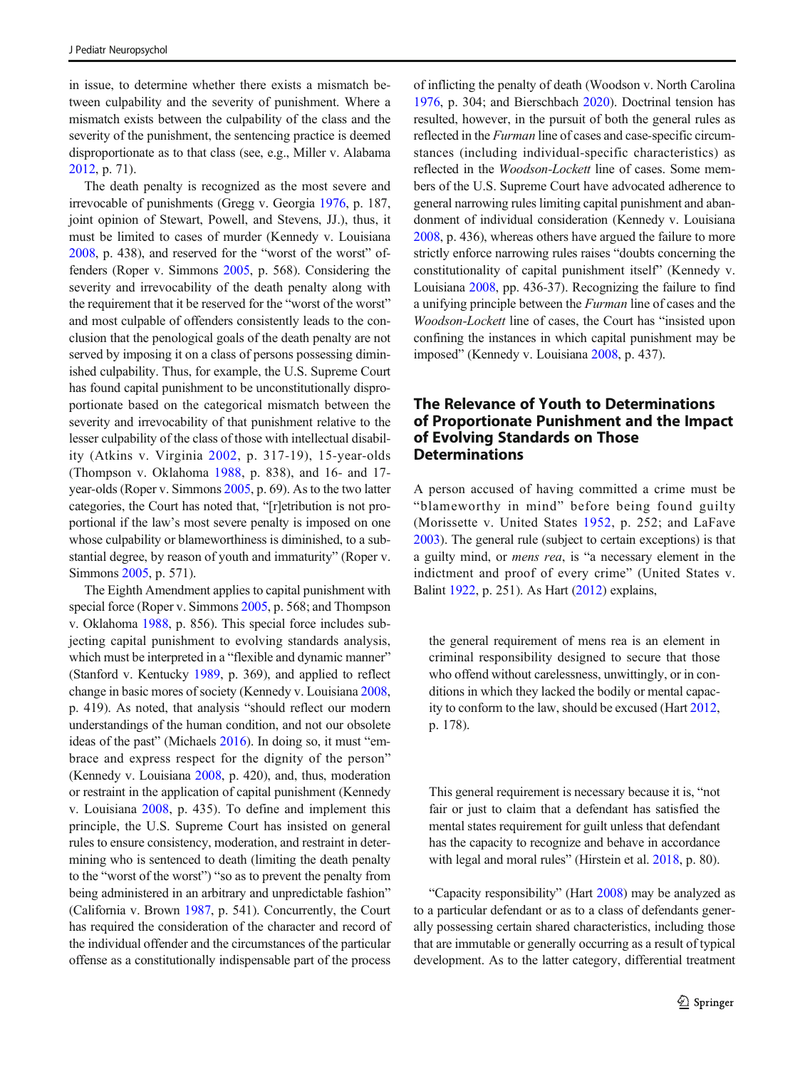in issue, to determine whether there exists a mismatch between culpability and the severity of punishment. Where a mismatch exists between the culpability of the class and the severity of the punishment, the sentencing practice is deemed disproportionate as to that class (see, e.g., Miller v. Alabama 2012, p. 71).

The death penalty is recognized as the most severe and irrevocable of punishments (Gregg v. Georgia 1976, p. 187, joint opinion of Stewart, Powell, and Stevens, JJ.), thus, it must be limited to cases of murder (Kennedy v. Louisiana 2008, p. 438), and reserved for the "worst of the worst" offenders (Roper v. Simmons 2005, p. 568). Considering the severity and irrevocability of the death penalty along with the requirement that it be reserved for the "worst of the worst" and most culpable of offenders consistently leads to the conclusion that the penological goals of the death penalty are not served by imposing it on a class of persons possessing diminished culpability. Thus, for example, the U.S. Supreme Court has found capital punishment to be unconstitutionally disproportionate based on the categorical mismatch between the severity and irrevocability of that punishment relative to the lesser culpability of the class of those with intellectual disability (Atkins v. Virginia 2002, p. 317-19), 15-year-olds (Thompson v. Oklahoma 1988, p. 838), and 16- and 17-year-olds (Roper v. Simmons 2005, p. 69). As to the two latter categories, the Court has noted that, "[r]etribution is not proportional if the law's most severe penalty is imposed on one whose culpability or blameworthiness is diminished, to a substantial degree, by reason of youth and immaturity" (Roper v. Simmons 2005, p. 571).

The Eighth Amendment applies to capital punishment with special force (Roper v. Simmons 2005, p. 568; and Thompson v. Oklahoma 1988, p. 856). This special force includes subjecting capital punishment to evolving standards analysis, which must be interpreted in a "flexible and dynamic manner" (Stanford v. Kentucky 1989, p. 369), and applied to reflect change in basic mores of society (Kennedy v. Louisiana 2008, p. 419). As noted, that analysis "should reflect our modern understandings of the human condition, and not our obsolete ideas of the past" (Michaels 2016). In doing so, it must "embrace and express respect for the dignity of the person" (Kennedy v. Louisiana 2008, p. 420), and, thus, moderation or restraint in the application of capital punishment (Kennedy v. Louisiana 2008, p. 435). To define and implement this principle, the U.S. Supreme Court has insisted on general rules to ensure consistency, moderation, and restraint in determining who is sentenced to death (limiting the death penalty to the "worst of the worst") "so as to prevent the penalty from being administered in an arbitrary and unpredictable fashion" (California v. Brown 1987, p. 541). Concurrently, the Court has required the consideration of the character and record of the individual offender and the circumstances of the particular offense as a constitutionally indispensable part of the process of inflicting the penalty of death (Woodson v. North Carolina 1976, p. 304; and Bierschbach 2020). Doctrinal tension has resulted, however, in the pursuit of both the general rules as reflected in the *Furman* line of cases and case-specific circumstances (including individual-specific characteristics) as reflected in the *Woodson-Lockett* line of cases. Some members of the U.S. Supreme Court have advocated adherence to general narrowing rules limiting capital punishment and abandonment of individual consideration (Kennedy v. Louisiana 2008, p. 436), whereas others have argued the failure to more strictly enforce narrowing rules raises "doubts concerning the constitutionality of capital punishment itself" (Kennedy v. Louisiana 2008, pp. 436-37). Recognizing the failure to find a unifying principle between the *Furman* line of cases and the *Woodson-Lockett* line of cases, the Court has "insisted upon confining the instances in which capital punishment may be imposed" (Kennedy v. Louisiana 2008, p. 437).

## The Relevance of Youth to Determinations of Proportionate Punishment and the Impact of Evolving Standards on Those Determinations

A person accused of having committed a crime must be "blameworthy in mind" before being found guilty (Morissette v. United States 1952, p. 252; and LaFave 2003). The general rule (subject to certain exceptions) is that a guilty mind, or *mens rea*, is "a necessary element in the indictment and proof of every crime" (United States v. Balint 1922, p. 251). As Hart (2012) explains,

> the general requirement of mens rea is an element in criminal responsibility designed to secure that those who offend without carelessness, unwittingly, or in conditions in which they lacked the bodily or mental capacity to conform to the law, should be excused (Hart 2012, p. 178).

> This general requirement is necessary because it is, "not fair or just to claim that a defendant has satisfied the mental states requirement for guilt unless that defendant has the capacity to recognize and behave in accordance with legal and moral rules" (Hirstein et al. 2018, p. 80).

"Capacity responsibility" (Hart 2008) may be analyzed as to a particular defendant or as to a class of defendants generally possessing certain shared characteristics, including those that are immutable or generally occurring as a result of typical development. As to the latter category, differential treatment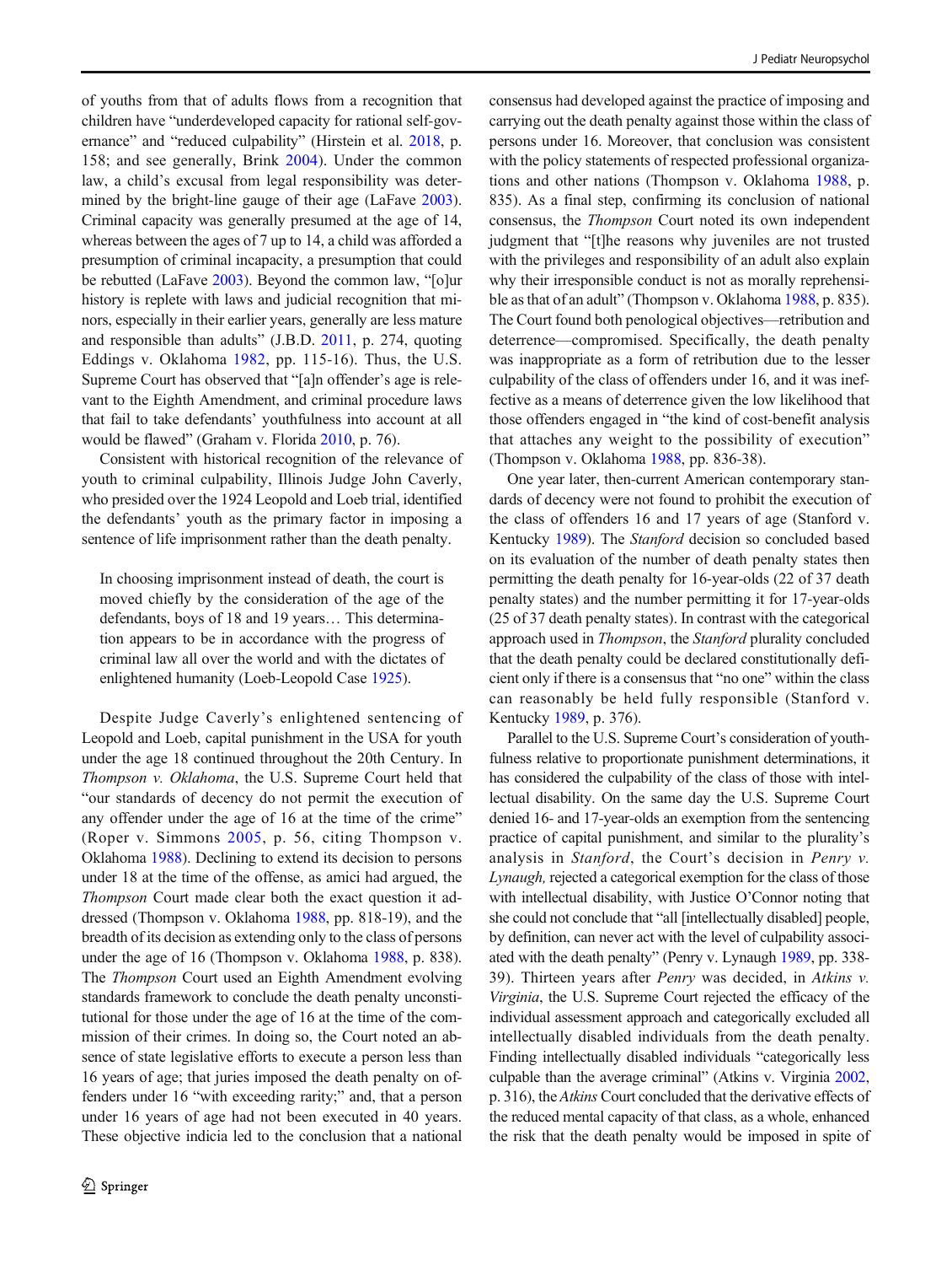of youths from that of adults flows from a recognition that children have "underdeveloped capacity for rational self-governance" and "reduced culpability" (Hirstein et al. 2018, p. 158; and see generally, Brink 2004). Under the common law, a child's excusal from legal responsibility was determined by the bright-line gauge of their age (LaFave 2003). Criminal capacity was generally presumed at the age of 14, whereas between the ages of 7 up to 14, a child was afforded a presumption of criminal incapacity, a presumption that could be rebutted (LaFave 2003). Beyond the common law, "[o]ur history is replete with laws and judicial recognition that minors, especially in their earlier years, generally are less mature and responsible than adults" (J.B.D. 2011, p. 274, quoting Eddings v. Oklahoma 1982, pp. 115-16). Thus, the U.S. Supreme Court has observed that "[a]n offender's age is relevant to the Eighth Amendment, and criminal procedure laws that fail to take defendants' youthfulness into account at all would be flawed" (Graham v. Florida 2010, p. 76).

Consistent with historical recognition of the relevance of youth to criminal culpability, Illinois Judge John Caverly, who presided over the 1924 Leopold and Loeb trial, identified the defendants' youth as the primary factor in imposing a sentence of life imprisonment rather than the death penalty.

> In choosing imprisonment instead of death, the court is moved chiefly by the consideration of the age of the defendants, boys of 18 and 19 years… This determination appears to be in accordance with the progress of criminal law all over the world and with the dictates of enlightened humanity (Loeb-Leopold Case 1925).

Despite Judge Caverly's enlightened sentencing of Leopold and Loeb, capital punishment in the USA for youth under the age 18 continued throughout the 20th Century. In *Thompson v. Oklahoma*, the U.S. Supreme Court held that "our standards of decency do not permit the execution of any offender under the age of 16 at the time of the crime" (Roper v. Simmons 2005, p. 56, citing Thompson v. Oklahoma 1988). Declining to extend its decision to persons under 18 at the time of the offense, as amici had argued, the *Thompson* Court made clear both the exact question it addressed (Thompson v. Oklahoma 1988, pp. 818-19), and the breadth of its decision as extending only to the class of persons under the age of 16 (Thompson v. Oklahoma 1988, p. 838). The *Thompson* Court used an Eighth Amendment evolving standards framework to conclude the death penalty unconstitutional for those under the age of 16 at the time of the commission of their crimes. In doing so, the Court noted an absence of state legislative efforts to execute a person less than 16 years of age; that juries imposed the death penalty on offenders under 16 "with exceeding rarity;" and, that a person under 16 years of age had not been executed in 40 years. These objective indicia led to the conclusion that a national consensus had developed against the practice of imposing and carrying out the death penalty against those within the class of persons under 16. Moreover, that conclusion was consistent with the policy statements of respected professional organizations and other nations (Thompson v. Oklahoma 1988, p. 835). As a final step, confirming its conclusion of national consensus, the *Thompson* Court noted its own independent judgment that "[t]he reasons why juveniles are not trusted with the privileges and responsibility of an adult also explain why their irresponsible conduct is not as morally reprehensible as that of an adult" (Thompson v. Oklahoma 1988, p. 835). The Court found both penological objectives—retribution and deterrence—compromised. Specifically, the death penalty was inappropriate as a form of retribution due to the lesser culpability of the class of offenders under 16, and it was ineffective as a means of deterrence given the low likelihood that those offenders engaged in "the kind of cost-benefit analysis that attaches any weight to the possibility of execution" (Thompson v. Oklahoma 1988, pp. 836-38).

One year later, then-current American contemporary standards of decency were not found to prohibit the execution of the class of offenders 16 and 17 years of age (Stanford v. Kentucky 1989). The *Stanford* decision so concluded based on its evaluation of the number of death penalty states then permitting the death penalty for 16-year-olds (22 of 37 death penalty states) and the number permitting it for 17-year-olds (25 of 37 death penalty states). In contrast with the categorical approach used in *Thompson*, the *Stanford* plurality concluded that the death penalty could be declared constitutionally deficient only if there is a consensus that "no one" within the class can reasonably be held fully responsible (Stanford v. Kentucky 1989, p. 376).

Parallel to the U.S. Supreme Court's consideration of youthfulness relative to proportionate punishment determinations, it has considered the culpability of the class of those with intellectual disability. On the same day the U.S. Supreme Court denied 16- and 17-year-olds an exemption from the sentencing practice of capital punishment, and similar to the plurality's analysis in *Stanford*, the Court's decision in *Penry v. Lynaugh,* rejected a categorical exemption for the class of those with intellectual disability, with Justice O'Connor noting that she could not conclude that "all [intellectually disabled] people, by definition, can never act with the level of culpability associated with the death penalty" (Penry v. Lynaugh 1989, pp. 338-39). Thirteen years after *Penry* was decided, in *Atkins v. Virginia*, the U.S. Supreme Court rejected the efficacy of the individual assessment approach and categorically excluded all intellectually disabled individuals from the death penalty. Finding intellectually disabled individuals "categorically less culpable than the average criminal" (Atkins v. Virginia 2002, p. 316), the *Atkins* Court concluded that the derivative effects of the reduced mental capacity of that class, as a whole, enhanced the risk that the death penalty would be imposed in spite of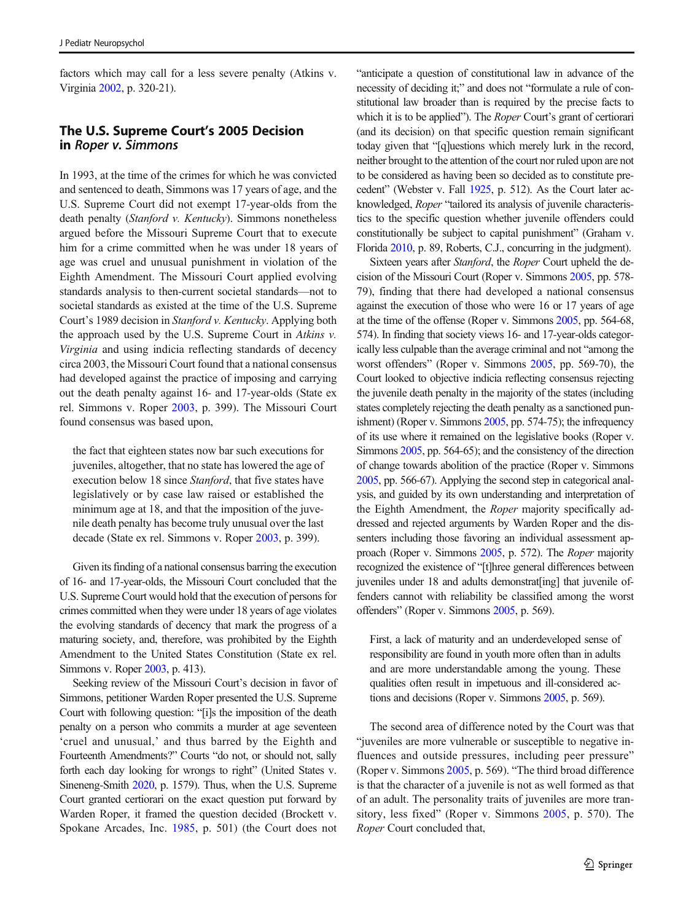factors which may call for a less severe penalty (Atkins v. Virginia 2002, p. 320-21).

## The U.S. Supreme Court's 2005 Decision in *Roper v. Simmons*

In 1993, at the time of the crimes for which he was convicted and sentenced to death, Simmons was 17 years of age, and the U.S. Supreme Court did not exempt 17-year-olds from the death penalty (*Stanford v. Kentucky*). Simmons nonetheless argued before the Missouri Supreme Court that to execute him for a crime committed when he was under 18 years of age was cruel and unusual punishment in violation of the Eighth Amendment. The Missouri Court applied evolving standards analysis to then-current societal standards—not to societal standards as existed at the time of the U.S. Supreme Court's 1989 decision in *Stanford v. Kentucky*. Applying both the approach used by the U.S. Supreme Court in *Atkins v. Virginia* and using indicia reflecting standards of decency circa 2003, the Missouri Court found that a national consensus had developed against the practice of imposing and carrying out the death penalty against 16- and 17-year-olds (State ex rel. Simmons v. Roper 2003, p. 399). The Missouri Court found consensus was based upon,

> the fact that eighteen states now bar such executions for juveniles, altogether, that no state has lowered the age of execution below 18 since *Stanford*, that five states have legislatively or by case law raised or established the minimum age at 18, and that the imposition of the juvenile death penalty has become truly unusual over the last decade (State ex rel. Simmons v. Roper 2003, p. 399).

Given its finding of a national consensus barring the execution of 16- and 17-year-olds, the Missouri Court concluded that the U.S. Supreme Court would hold that the execution of persons for crimes committed when they were under 18 years of age violates the evolving standards of decency that mark the progress of a maturing society, and, therefore, was prohibited by the Eighth Amendment to the United States Constitution (State ex rel. Simmons v. Roper 2003, p. 413).

Seeking review of the Missouri Court's decision in favor of Simmons, petitioner Warden Roper presented the U.S. Supreme Court with following question: "[i]s the imposition of the death penalty on a person who commits a murder at age seventeen 'cruel and unusual,' and thus barred by the Eighth and Fourteenth Amendments?" Courts "do not, or should not, sally forth each day looking for wrongs to right" (United States v. Sineneng-Smith 2020, p. 1579). Thus, when the U.S. Supreme Court granted certiorari on the exact question put forward by Warden Roper, it framed the question decided (Brockett v. Spokane Arcades, Inc. 1985, p. 501) (the Court does not "anticipate a question of constitutional law in advance of the necessity of deciding it;" and does not "formulate a rule of constitutional law broader than is required by the precise facts to which it is to be applied"). The *Roper* Court's grant of certiorari (and its decision) on that specific question remain significant today given that "[q]uestions which merely lurk in the record, neither brought to the attention of the court nor ruled upon are not to be considered as having been so decided as to constitute precedent" (Webster v. Fall 1925, p. 512). As the Court later acknowledged, *Roper* "tailored its analysis of juvenile characteristics to the specific question whether juvenile offenders could constitutionally be subject to capital punishment" (Graham v. Florida 2010, p. 89, Roberts, C.J., concurring in the judgment).

Sixteen years after *Stanford*, the *Roper* Court upheld the decision of the Missouri Court (Roper v. Simmons 2005, pp. 578-79), finding that there had developed a national consensus against the execution of those who were 16 or 17 years of age at the time of the offense (Roper v. Simmons 2005, pp. 564-68, 574). In finding that society views 16- and 17-year-olds categorically less culpable than the average criminal and not "among the worst offenders" (Roper v. Simmons 2005, pp. 569-70), the Court looked to objective indicia reflecting consensus rejecting the juvenile death penalty in the majority of the states (including states completely rejecting the death penalty as a sanctioned punishment) (Roper v. Simmons 2005, pp. 574-75); the infrequency of its use where it remained on the legislative books (Roper v. Simmons 2005, pp. 564-65); and the consistency of the direction of change towards abolition of the practice (Roper v. Simmons 2005, pp. 566-67). Applying the second step in categorical analysis, and guided by its own understanding and interpretation of the Eighth Amendment, the *Roper* majority specifically addressed and rejected arguments by Warden Roper and the dissenters including those favoring an individual assessment approach (Roper v. Simmons 2005, p. 572). The *Roper* majority recognized the existence of "[t]hree general differences between juveniles under 18 and adults demonstrat[ing] that juvenile offenders cannot with reliability be classified among the worst offenders" (Roper v. Simmons 2005, p. 569).

> First, a lack of maturity and an underdeveloped sense of responsibility are found in youth more often than in adults and are more understandable among the young. These qualities often result in impetuous and ill-considered actions and decisions (Roper v. Simmons 2005, p. 569).

The second area of difference noted by the Court was that "juveniles are more vulnerable or susceptible to negative influences and outside pressures, including peer pressure" (Roper v. Simmons 2005, p. 569). "The third broad difference is that the character of a juvenile is not as well formed as that of an adult. The personality traits of juveniles are more transitory, less fixed" (Roper v. Simmons 2005, p. 570). The *Roper* Court concluded that,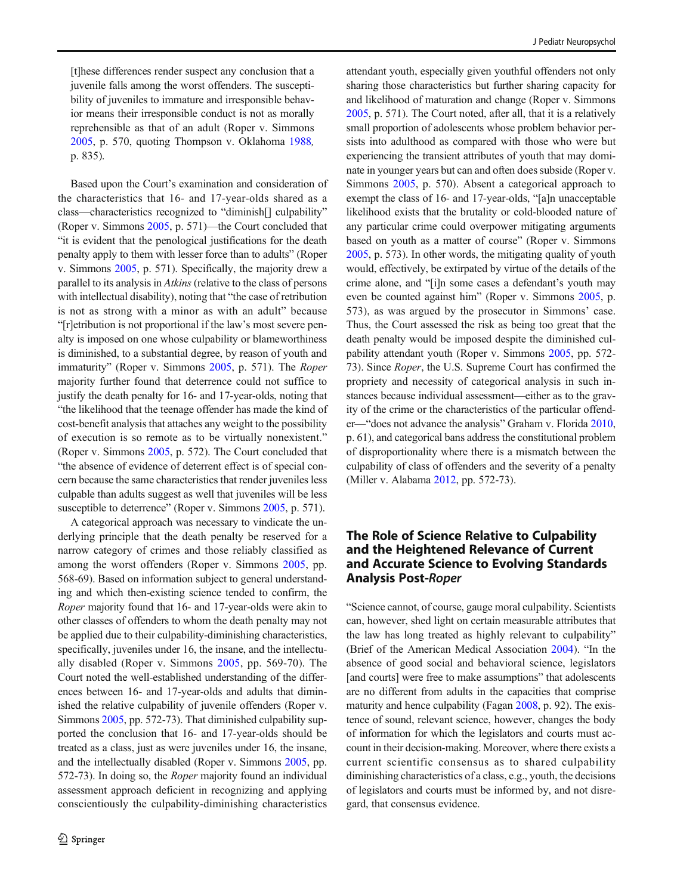> [t]hese differences render suspect any conclusion that a juvenile falls among the worst offenders. The susceptibility of juveniles to immature and irresponsible behavior means their irresponsible conduct is not as morally reprehensible as that of an adult (Roper v. Simmons 2005, p. 570, quoting Thompson v. Oklahoma 1988, p. 835).

Based upon the Court's examination and consideration of the characteristics that 16- and 17-year-olds shared as a class—characteristics recognized to "diminish[] culpability" (Roper v. Simmons 2005, p. 571)—the Court concluded that "it is evident that the penological justifications for the death penalty apply to them with lesser force than to adults" (Roper v. Simmons 2005, p. 571). Specifically, the majority drew a parallel to its analysis in *Atkins* (relative to the class of persons with intellectual disability), noting that "the case of retribution is not as strong with a minor as with an adult" because "[r]etribution is not proportional if the law's most severe penalty is imposed on one whose culpability or blameworthiness is diminished, to a substantial degree, by reason of youth and immaturity" (Roper v. Simmons 2005, p. 571). The *Roper* majority further found that deterrence could not suffice to justify the death penalty for 16- and 17-year-olds, noting that "the likelihood that the teenage offender has made the kind of cost-benefit analysis that attaches any weight to the possibility of execution is so remote as to be virtually nonexistent." (Roper v. Simmons 2005, p. 572). The Court concluded that "the absence of evidence of deterrent effect is of special concern because the same characteristics that render juveniles less culpable than adults suggest as well that juveniles will be less susceptible to deterrence" (Roper v. Simmons 2005, p. 571).

A categorical approach was necessary to vindicate the underlying principle that the death penalty be reserved for a narrow category of crimes and those reliably classified as among the worst offenders (Roper v. Simmons 2005, pp. 568-69). Based on information subject to general understanding and which then-existing science tended to confirm, the *Roper* majority found that 16- and 17-year-olds were akin to other classes of offenders to whom the death penalty may not be applied due to their culpability-diminishing characteristics, specifically, juveniles under 16, the insane, and the intellectually disabled (Roper v. Simmons 2005, pp. 569-70). The Court noted the well-established understanding of the differences between 16- and 17-year-olds and adults that diminished the relative culpability of juvenile offenders (Roper v. Simmons 2005, pp. 572-73). That diminished culpability supported the conclusion that 16- and 17-year-olds should be treated as a class, just as were juveniles under 16, the insane, and the intellectually disabled (Roper v. Simmons 2005, pp. 572-73). In doing so, the *Roper* majority found an individual assessment approach deficient in recognizing and applying conscientiously the culpability-diminishing characteristics attendant youth, especially given youthful offenders not only sharing those characteristics but further sharing capacity for and likelihood of maturation and change (Roper v. Simmons 2005, p. 571). The Court noted, after all, that it is a relatively small proportion of adolescents whose problem behavior persists into adulthood as compared with those who were but experiencing the transient attributes of youth that may dominate in younger years but can and often does subside (Roper v. Simmons 2005, p. 570). Absent a categorical approach to exempt the class of 16- and 17-year-olds, "[a]n unacceptable likelihood exists that the brutality or cold-blooded nature of any particular crime could overpower mitigating arguments based on youth as a matter of course" (Roper v. Simmons 2005, p. 573). In other words, the mitigating quality of youth would, effectively, be extirpated by virtue of the details of the crime alone, and "[i]n some cases a defendant's youth may even be counted against him" (Roper v. Simmons 2005, p. 573), as was argued by the prosecutor in Simmons' case. Thus, the Court assessed the risk as being too great that the death penalty would be imposed despite the diminished culpability attendant youth (Roper v. Simmons 2005, pp. 572-73). Since *Roper*, the U.S. Supreme Court has confirmed the propriety and necessity of categorical analysis in such instances because individual assessment—either as to the gravity of the crime or the characteristics of the particular offender—"does not advance the analysis" Graham v. Florida 2010, p. 61), and categorical bans address the constitutional problem of disproportionality where there is a mismatch between the culpability of class of offenders and the severity of a penalty (Miller v. Alabama 2012, pp. 572-73).

## The Role of Science Relative to Culpability and the Heightened Relevance of Current and Accurate Science to Evolving Standards Analysis Post-*Roper*

"Science cannot, of course, gauge moral culpability. Scientists can, however, shed light on certain measurable attributes that the law has long treated as highly relevant to culpability" (Brief of the American Medical Association 2004). "In the absence of good social and behavioral science, legislators [and courts] were free to make assumptions" that adolescents are no different from adults in the capacities that comprise maturity and hence culpability (Fagan 2008, p. 92). The existence of sound, relevant science, however, changes the body of information for which the legislators and courts must account in their decision-making. Moreover, where there exists a current scientific consensus as to shared culpability diminishing characteristics of a class, e.g., youth, the decisions of legislators and courts must be informed by, and not disregard, that consensus evidence.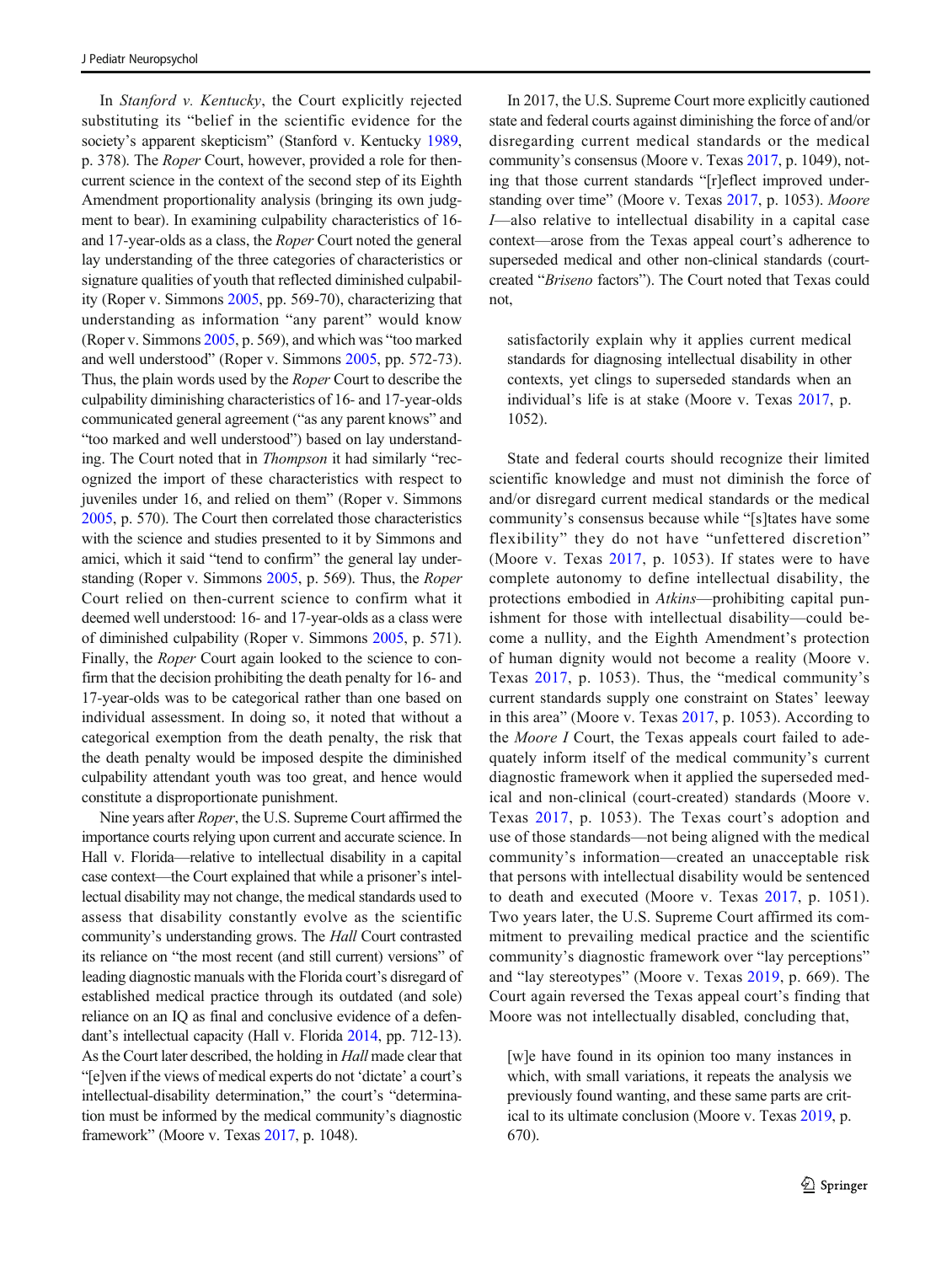In *Stanford v. Kentucky*, the Court explicitly rejected substituting its "belief in the scientific evidence for the society's apparent skepticism" (Stanford v. Kentucky 1989, p. 378). The *Roper* Court, however, provided a role for then-current science in the context of the second step of its Eighth Amendment proportionality analysis (bringing its own judgment to bear). In examining culpability characteristics of 16- and 17-year-olds as a class, the *Roper* Court noted the general lay understanding of the three categories of characteristics or signature qualities of youth that reflected diminished culpability (Roper v. Simmons 2005, pp. 569-70), characterizing that understanding as information "any parent" would know (Roper v. Simmons 2005, p. 569), and which was "too marked and well understood" (Roper v. Simmons 2005, pp. 572-73). Thus, the plain words used by the *Roper* Court to describe the culpability diminishing characteristics of 16- and 17-year-olds communicated general agreement ("as any parent knows" and "too marked and well understood") based on lay understanding. The Court noted that in *Thompson* it had similarly "recognized the import of these characteristics with respect to juveniles under 16, and relied on them" (Roper v. Simmons 2005, p. 570). The Court then correlated those characteristics with the science and studies presented to it by Simmons and amici, which it said "tend to confirm" the general lay understanding (Roper v. Simmons 2005, p. 569). Thus, the *Roper* Court relied on then-current science to confirm what it deemed well understood: 16- and 17-year-olds as a class were of diminished culpability (Roper v. Simmons 2005, p. 571). Finally, the *Roper* Court again looked to the science to confirm that the decision prohibiting the death penalty for 16- and 17-year-olds was to be categorical rather than one based on individual assessment. In doing so, it noted that without a categorical exemption from the death penalty, the risk that the death penalty would be imposed despite the diminished culpability attendant youth was too great, and hence would constitute a disproportionate punishment.

Nine years after *Roper*, the U.S. Supreme Court affirmed the importance courts relying upon current and accurate science. In Hall v. Florida—relative to intellectual disability in a capital case context—the Court explained that while a prisoner's intellectual disability may not change, the medical standards used to assess that disability constantly evolve as the scientific community's understanding grows. The *Hall* Court contrasted its reliance on "the most recent (and still current) versions" of leading diagnostic manuals with the Florida court's disregard of established medical practice through its outdated (and sole) reliance on an IQ as final and conclusive evidence of a defendant's intellectual capacity (Hall v. Florida 2014, pp. 712-13). As the Court later described, the holding in *Hall* made clear that "[e]ven if the views of medical experts do not 'dictate' a court's intellectual-disability determination," the court's "determination must be informed by the medical community's diagnostic framework" (Moore v. Texas 2017, p. 1048).

In 2017, the U.S. Supreme Court more explicitly cautioned state and federal courts against diminishing the force of and/or disregarding current medical standards or the medical community's consensus (Moore v. Texas 2017, p. 1049), noting that those current standards "[r]eflect improved understanding over time" (Moore v. Texas 2017, p. 1053). *Moore I*—also relative to intellectual disability in a capital case context—arose from the Texas appeal court's adherence to superseded medical and other non-clinical standards (court-created "*Briseno* factors"). The Court noted that Texas could not,

> satisfactorily explain why it applies current medical standards for diagnosing intellectual disability in other contexts, yet clings to superseded standards when an individual's life is at stake (Moore v. Texas 2017, p. 1052).

State and federal courts should recognize their limited scientific knowledge and must not diminish the force of and/or disregard current medical standards or the medical community's consensus because while "[s]tates have some flexibility" they do not have "unfettered discretion" (Moore v. Texas 2017, p. 1053). If states were to have complete autonomy to define intellectual disability, the protections embodied in *Atkins*—prohibiting capital punishment for those with intellectual disability—could become a nullity, and the Eighth Amendment's protection of human dignity would not become a reality (Moore v. Texas 2017, p. 1053). Thus, the "medical community's current standards supply one constraint on States' leeway in this area" (Moore v. Texas 2017, p. 1053). According to the *Moore I* Court, the Texas appeals court failed to adequately inform itself of the medical community's current diagnostic framework when it applied the superseded medical and non-clinical (court-created) standards (Moore v. Texas 2017, p. 1053). The Texas court's adoption and use of those standards—not being aligned with the medical community's information—created an unacceptable risk that persons with intellectual disability would be sentenced to death and executed (Moore v. Texas 2017, p. 1051). Two years later, the U.S. Supreme Court affirmed its commitment to prevailing medical practice and the scientific community's diagnostic framework over "lay perceptions" and "lay stereotypes" (Moore v. Texas 2019, p. 669). The Court again reversed the Texas appeal court's finding that Moore was not intellectually disabled, concluding that,

> [w]e have found in its opinion too many instances in which, with small variations, it repeats the analysis we previously found wanting, and these same parts are critical to its ultimate conclusion (Moore v. Texas 2019, p. 670).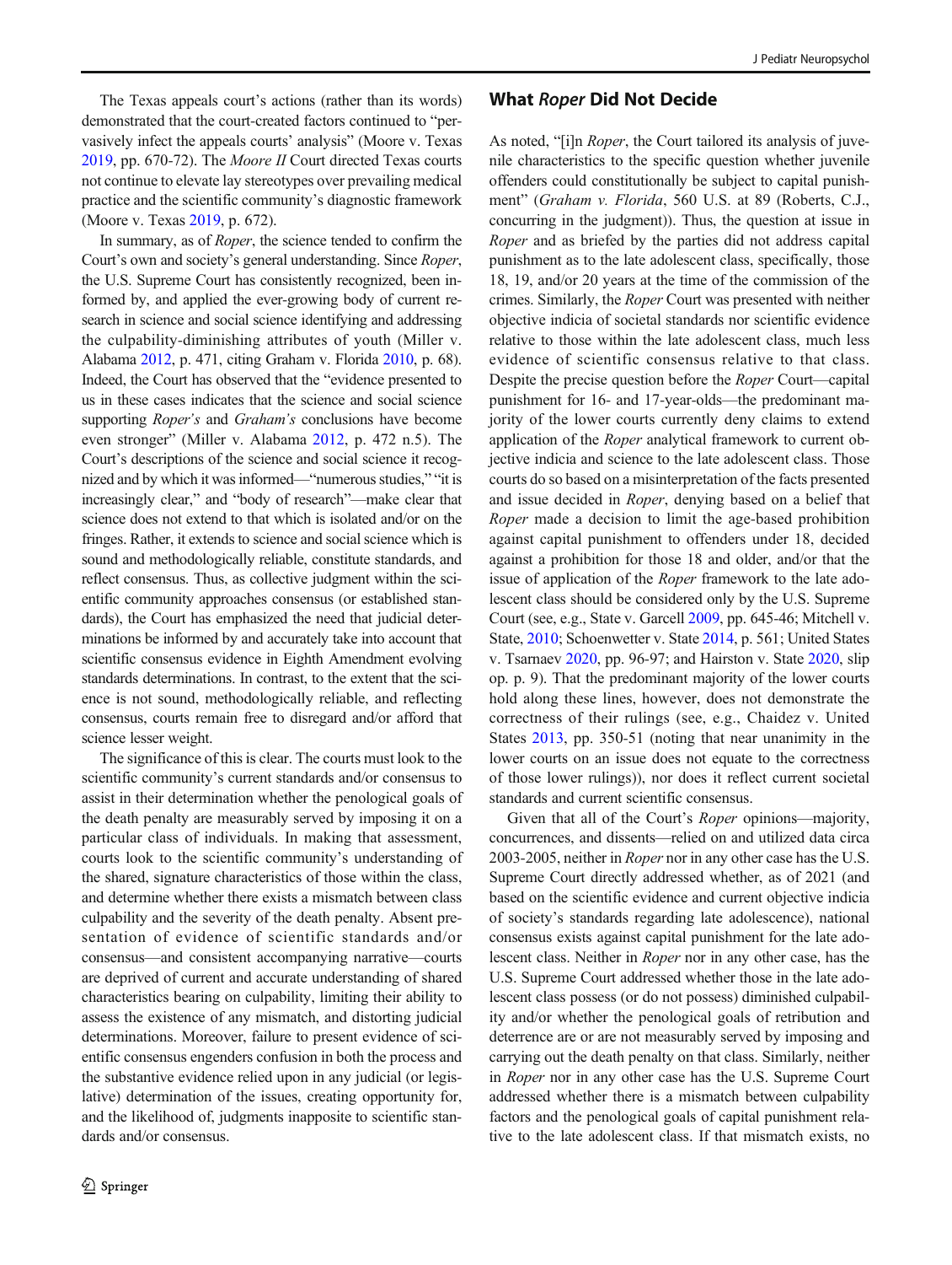The Texas appeals court's actions (rather than its words) demonstrated that the court-created factors continued to "pervasively infect the appeals courts' analysis" (Moore v. Texas 2019, pp. 670-72). The *Moore II* Court directed Texas courts not continue to elevate lay stereotypes over prevailing medical practice and the scientific community's diagnostic framework (Moore v. Texas 2019, p. 672).

In summary, as of *Roper*, the science tended to confirm the Court's own and society's general understanding. Since *Roper*, the U.S. Supreme Court has consistently recognized, been informed by, and applied the ever-growing body of current research in science and social science identifying and addressing the culpability-diminishing attributes of youth (Miller v. Alabama 2012, p. 471, citing Graham v. Florida 2010, p. 68). Indeed, the Court has observed that the "evidence presented to us in these cases indicates that the science and social science supporting *Roper's* and *Graham's* conclusions have become even stronger" (Miller v. Alabama 2012, p. 472 n.5). The Court's descriptions of the science and social science it recognized and by which it was informed—"numerous studies," "it is increasingly clear," and "body of research"—make clear that science does not extend to that which is isolated and/or on the fringes. Rather, it extends to science and social science which is sound and methodologically reliable, constitute standards, and reflect consensus. Thus, as collective judgment within the scientific community approaches consensus (or established standards), the Court has emphasized the need that judicial determinations be informed by and accurately take into account that scientific consensus evidence in Eighth Amendment evolving standards determinations. In contrast, to the extent that the science is not sound, methodologically reliable, and reflecting consensus, courts remain free to disregard and/or afford that science lesser weight.

The significance of this is clear. The courts must look to the scientific community's current standards and/or consensus to assist in their determination whether the penological goals of the death penalty are measurably served by imposing it on a particular class of individuals. In making that assessment, courts look to the scientific community's understanding of the shared, signature characteristics of those within the class, and determine whether there exists a mismatch between class culpability and the severity of the death penalty. Absent presentation of evidence of scientific standards and/or consensus—and consistent accompanying narrative—courts are deprived of current and accurate understanding of shared characteristics bearing on culpability, limiting their ability to assess the existence of any mismatch, and distorting judicial determinations. Moreover, failure to present evidence of scientific consensus engenders confusion in both the process and the substantive evidence relied upon in any judicial (or legislative) determination of the issues, creating opportunity for, and the likelihood of, judgments inapposite to scientific standards and/or consensus.

## What *Roper* Did Not Decide

As noted, "[i]n *Roper*, the Court tailored its analysis of juvenile characteristics to the specific question whether juvenile offenders could constitutionally be subject to capital punishment" (*Graham v. Florida*, 560 U.S. at 89 (Roberts, C.J., concurring in the judgment)). Thus, the question at issue in *Roper* and as briefed by the parties did not address capital punishment as to the late adolescent class, specifically, those 18, 19, and/or 20 years at the time of the commission of the crimes. Similarly, the *Roper* Court was presented with neither objective indicia of societal standards nor scientific evidence relative to those within the late adolescent class, much less evidence of scientific consensus relative to that class. Despite the precise question before the *Roper* Court—capital punishment for 16- and 17-year-olds—the predominant majority of the lower courts currently deny claims to extend application of the *Roper* analytical framework to current objective indicia and science to the late adolescent class. Those courts do so based on a misinterpretation of the facts presented and issue decided in *Roper*, denying based on a belief that *Roper* made a decision to limit the age-based prohibition against capital punishment to offenders under 18, decided against a prohibition for those 18 and older, and/or that the issue of application of the *Roper* framework to the late adolescent class should be considered only by the U.S. Supreme Court (see, e.g., State v. Garcell 2009, pp. 645-46; Mitchell v. State, 2010; Schoenwetter v. State 2014, p. 561; United States v. Tsarnaev 2020, pp. 96-97; and Hairston v. State 2020, slip op. p. 9). That the predominant majority of the lower courts hold along these lines, however, does not demonstrate the correctness of their rulings (see, e.g., Chaidez v. United States 2013, pp. 350-51 (noting that near unanimity in the lower courts on an issue does not equate to the correctness of those lower rulings)), nor does it reflect current societal standards and current scientific consensus.

Given that all of the Court's *Roper* opinions—majority, concurrences, and dissents—relied on and utilized data circa 2003-2005, neither in *Roper* nor in any other case has the U.S. Supreme Court directly addressed whether, as of 2021 (and based on the scientific evidence and current objective indicia of society's standards regarding late adolescence), national consensus exists against capital punishment for the late adolescent class. Neither in *Roper* nor in any other case, has the U.S. Supreme Court addressed whether those in the late adolescent class possess (or do not possess) diminished culpability and/or whether the penological goals of retribution and deterrence are or are not measurably served by imposing and carrying out the death penalty on that class. Similarly, neither in *Roper* nor in any other case has the U.S. Supreme Court addressed whether there is a mismatch between culpability factors and the penological goals of capital punishment relative to the late adolescent class. If that mismatch exists, no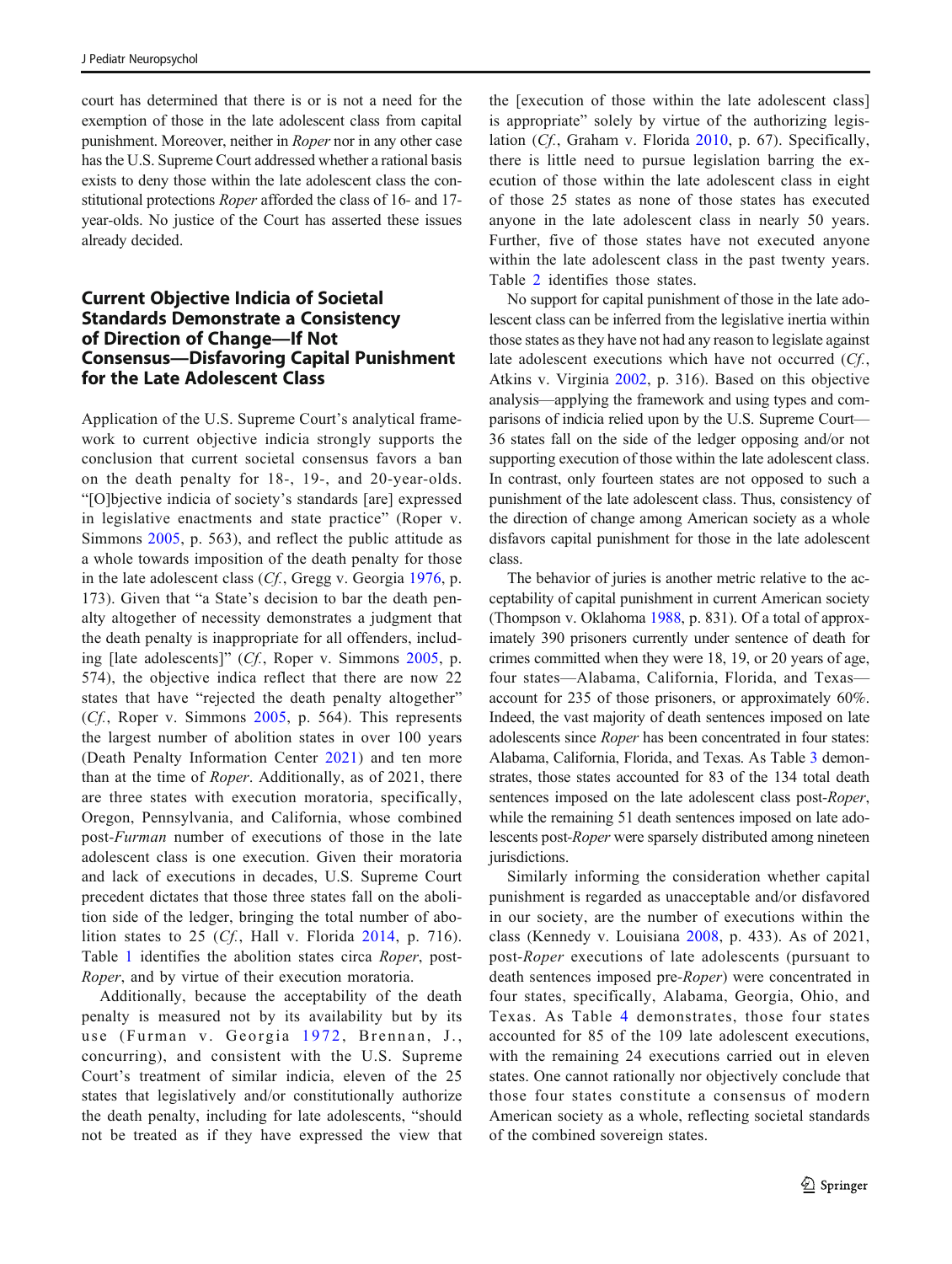court has determined that there is or is not a need for the exemption of those in the late adolescent class from capital punishment. Moreover, neither in *Roper* nor in any other case has the U.S. Supreme Court addressed whether a rational basis exists to deny those within the late adolescent class the constitutional protections *Roper* afforded the class of 16- and 17-year-olds. No justice of the Court has asserted these issues already decided.

## Current Objective Indicia of Societal Standards Demonstrate a Consistency of Direction of Change—If Not Consensus—Disfavoring Capital Punishment for the Late Adolescent Class

Application of the U.S. Supreme Court's analytical framework to current objective indicia strongly supports the conclusion that current societal consensus favors a ban on the death penalty for 18-, 19-, and 20-year-olds. "[O]bjective indicia of society's standards [are] expressed in legislative enactments and state practice" (Roper v. Simmons 2005, p. 563), and reflect the public attitude as a whole towards imposition of the death penalty for those in the late adolescent class (*Cf.*, Gregg v. Georgia 1976, p. 173). Given that "a State's decision to bar the death penalty altogether of necessity demonstrates a judgment that the death penalty is inappropriate for all offenders, including [late adolescents]" (*Cf.*, Roper v. Simmons 2005, p. 574), the objective indica reflect that there are now 22 states that have "rejected the death penalty altogether" (*Cf.*, Roper v. Simmons 2005, p. 564). This represents the largest number of abolition states in over 100 years (Death Penalty Information Center 2021) and ten more than at the time of *Roper*. Additionally, as of 2021, there are three states with execution moratoria, specifically, Oregon, Pennsylvania, and California, whose combined post-*Furman* number of executions of those in the late adolescent class is one execution. Given their moratoria and lack of executions in decades, U.S. Supreme Court precedent dictates that those three states fall on the abolition side of the ledger, bringing the total number of abolition states to 25 (*Cf.*, Hall v. Florida 2014, p. 716). Table 1 identifies the abolition states circa *Roper*, post-*Roper*, and by virtue of their execution moratoria.

Additionally, because the acceptability of the death penalty is measured not by its availability but by its use (Furman v. Georgia 1972, Brennan, J., concurring), and consistent with the U.S. Supreme Court's treatment of similar indicia, eleven of the 25 states that legislatively and/or constitutionally authorize the death penalty, including for late adolescents, "should not be treated as if they have expressed the view that the [execution of those within the late adolescent class] is appropriate" solely by virtue of the authorizing legislation (*Cf.*, Graham v. Florida 2010, p. 67). Specifically, there is little need to pursue legislation barring the execution of those within the late adolescent class in eight of those 25 states as none of those states has executed anyone in the late adolescent class in nearly 50 years. Further, five of those states have not executed anyone within the late adolescent class in the past twenty years. Table 2 identifies those states.

No support for capital punishment of those in the late adolescent class can be inferred from the legislative inertia within those states as they have not had any reason to legislate against late adolescent executions which have not occurred (*Cf.*, Atkins v. Virginia 2002, p. 316). Based on this objective analysis—applying the framework and using types and comparisons of indicia relied upon by the U.S. Supreme Court—36 states fall on the side of the ledger opposing and/or not supporting execution of those within the late adolescent class. In contrast, only fourteen states are not opposed to such a punishment of the late adolescent class. Thus, consistency of the direction of change among American society as a whole disfavors capital punishment for those in the late adolescent class.

The behavior of juries is another metric relative to the acceptability of capital punishment in current American society (Thompson v. Oklahoma 1988, p. 831). Of a total of approximately 390 prisoners currently under sentence of death for crimes committed when they were 18, 19, or 20 years of age, four states—Alabama, California, Florida, and Texas—account for 235 of those prisoners, or approximately 60%. Indeed, the vast majority of death sentences imposed on late adolescents since *Roper* has been concentrated in four states: Alabama, California, Florida, and Texas. As Table 3 demonstrates, those states accounted for 83 of the 134 total death sentences imposed on the late adolescent class post-*Roper*, while the remaining 51 death sentences imposed on late adolescents post-*Roper* were sparsely distributed among nineteen jurisdictions.

Similarly informing the consideration whether capital punishment is regarded as unacceptable and/or disfavored in our society, are the number of executions within the class (Kennedy v. Louisiana 2008, p. 433). As of 2021, post-*Roper* executions of late adolescents (pursuant to death sentences imposed pre-*Roper*) were concentrated in four states, specifically, Alabama, Georgia, Ohio, and Texas. As Table 4 demonstrates, those four states accounted for 85 of the 109 late adolescent executions, with the remaining 24 executions carried out in eleven states. One cannot rationally nor objectively conclude that those four states constitute a consensus of modern American society as a whole, reflecting societal standards of the combined sovereign states.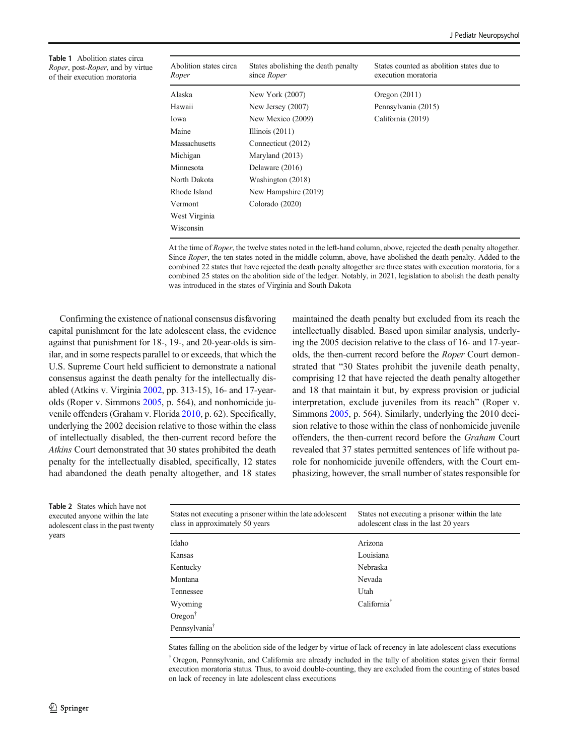**Table 1** Abolition states circa *Roper*, post-*Roper*, and by virtue of their execution moratoria

| Abolition states circa *Roper* | States abolishing the death penalty since *Roper* | States counted as abolition states due to execution moratoria |
|---|---|---|
| Alaska | New York (2007) | Oregon (2011) |
| Hawaii | New Jersey (2007) | Pennsylvania (2015) |
| Iowa | New Mexico (2009) | California (2019) |
| Maine | Illinois (2011) | |
| Massachusetts | Connecticut (2012) | |
| Michigan | Maryland (2013) | |
| Minnesota | Delaware (2016) | |
| North Dakota | Washington (2018) | |
| Rhode Island | New Hampshire (2019) | |
| Vermont | Colorado (2020) | |
| West Virginia | | |
| Wisconsin | | |

At the time of *Roper*, the twelve states noted in the left-hand column, above, rejected the death penalty altogether. Since *Roper*, the ten states noted in the middle column, above, have abolished the death penalty. Added to the combined 22 states that have rejected the death penalty altogether are three states with execution moratoria, for a combined 25 states on the abolition side of the ledger. Notably, in 2021, legislation to abolish the death penalty was introduced in the states of Virginia and South Dakota

Confirming the existence of national consensus disfavoring capital punishment for the late adolescent class, the evidence against that punishment for 18-, 19-, and 20-year-olds is similar, and in some respects parallel to or exceeds, that which the U.S. Supreme Court held sufficient to demonstrate a national consensus against the death penalty for the intellectually disabled (Atkins v. Virginia 2002, pp. 313-15), 16- and 17-year-olds (Roper v. Simmons 2005, p. 564), and nonhomicide juvenile offenders (Graham v. Florida 2010, p. 62). Specifically, underlying the 2002 decision relative to those within the class of intellectually disabled, the then-current record before the *Atkins* Court demonstrated that 30 states prohibited the death penalty for the intellectually disabled, specifically, 12 states had abandoned the death penalty altogether, and 18 states maintained the death penalty but excluded from its reach the intellectually disabled. Based upon similar analysis, underlying the 2005 decision relative to the class of 16- and 17-year-olds, the then-current record before the *Roper* Court demonstrated that "30 States prohibit the juvenile death penalty, comprising 12 that have rejected the death penalty altogether and 18 that maintain it but, by express provision or judicial interpretation, exclude juveniles from its reach" (Roper v. Simmons 2005, p. 564). Similarly, underlying the 2010 decision relative to those within the class of nonhomicide juvenile offenders, the then-current record before the *Graham* Court revealed that 37 states permitted sentences of life without parole for nonhomicide juvenile offenders, with the Court emphasizing, however, the small number of states responsible for

**Table 2** States which have not executed anyone within the late adolescent class in the past twenty years

| States not executing a prisoner within the late adolescent class in approximately 50 years | States not executing a prisoner within the late adolescent class in the last 20 years |
|---|---|
| Idaho | Arizona |
| Kansas | Louisiana |
| Kentucky | Nebraska |
| Montana | Nevada |
| Tennessee | Utah |
| Wyoming | California† |
| Oregon† | |
| Pennsylvania† | |

States falling on the abolition side of the ledger by virtue of lack of recency in late adolescent class executions

† Oregon, Pennsylvania, and California are already included in the tally of abolition states given their formal execution moratoria status. Thus, to avoid double-counting, they are excluded from the counting of states based on lack of recency in late adolescent class executions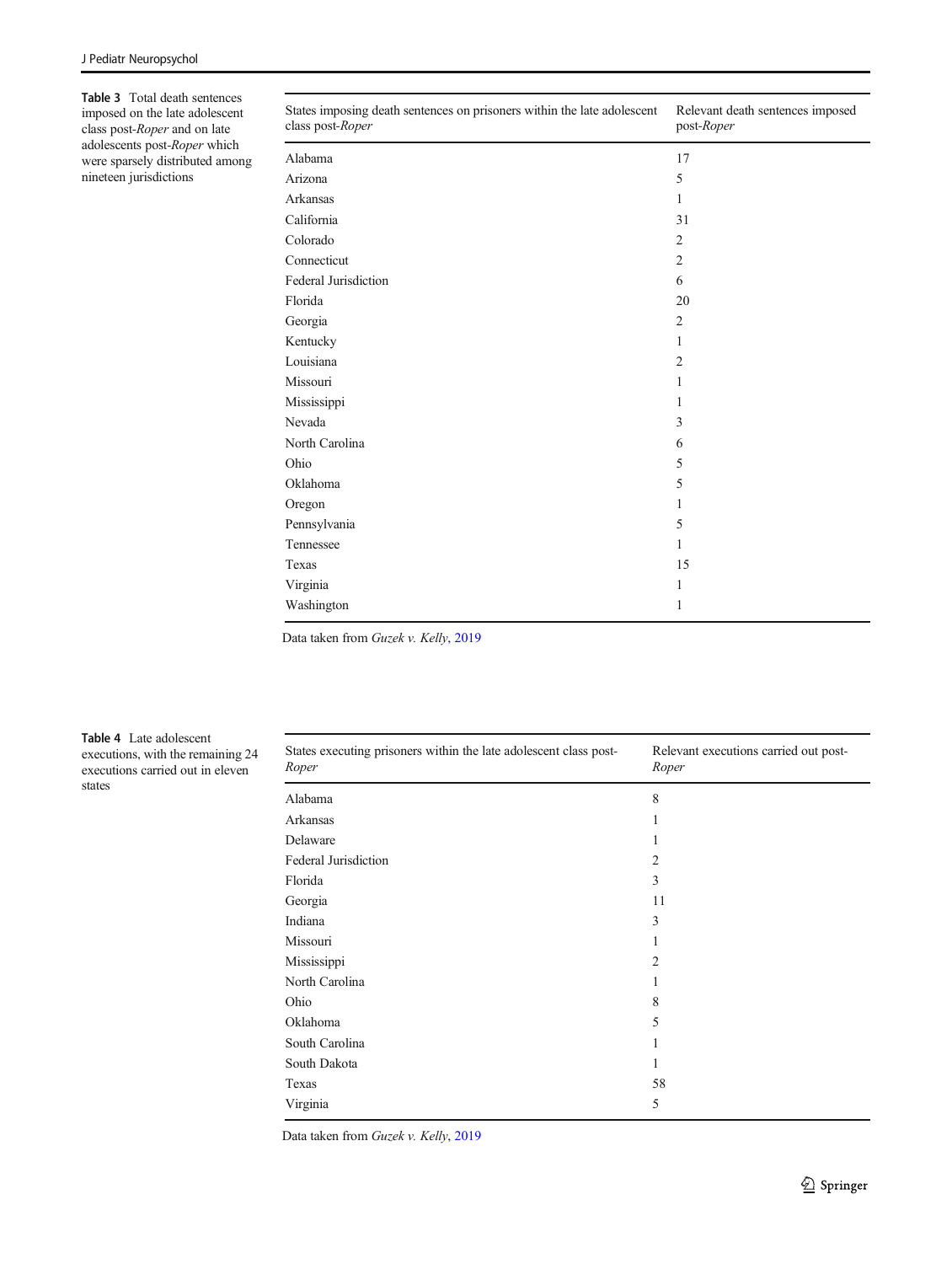**Table 3** Total death sentences imposed on the late adolescent class post-*Roper* and on late adolescents post-*Roper* which were sparsely distributed among nineteen jurisdictions

| States imposing death sentences on prisoners within the late adolescent class post-*Roper* | Relevant death sentences imposed post-*Roper* |
|---|---|
| Alabama | 17 |
| Arizona | 5 |
| Arkansas | 1 |
| California | 31 |
| Colorado | 2 |
| Connecticut | 2 |
| Federal Jurisdiction | 6 |
| Florida | 20 |
| Georgia | 2 |
| Kentucky | 1 |
| Louisiana | 2 |
| Missouri | 1 |
| Mississippi | 1 |
| Nevada | 3 |
| North Carolina | 6 |
| Ohio | 5 |
| Oklahoma | 5 |
| Oregon | 1 |
| Pennsylvania | 5 |
| Tennessee | 1 |
| Texas | 15 |
| Virginia | 1 |
| Washington | 1 |

Data taken from *Guzek v. Kelly*, 2019

**Table 4** Late adolescent executions, with the remaining 24 executions carried out in eleven states

| States executing prisoners within the late adolescent class post-*Roper* | Relevant executions carried out post-*Roper* |
|---|---|
| Alabama | 8 |
| Arkansas | 1 |
| Delaware | 1 |
| Federal Jurisdiction | 2 |
| Florida | 3 |
| Georgia | 11 |
| Indiana | 3 |
| Missouri | 1 |
| Mississippi | 2 |
| North Carolina | 1 |
| Ohio | 8 |
| Oklahoma | 5 |
| South Carolina | 1 |
| South Dakota | 1 |
| Texas | 58 |
| Virginia | 5 |

Data taken from *Guzek v. Kelly*, 2019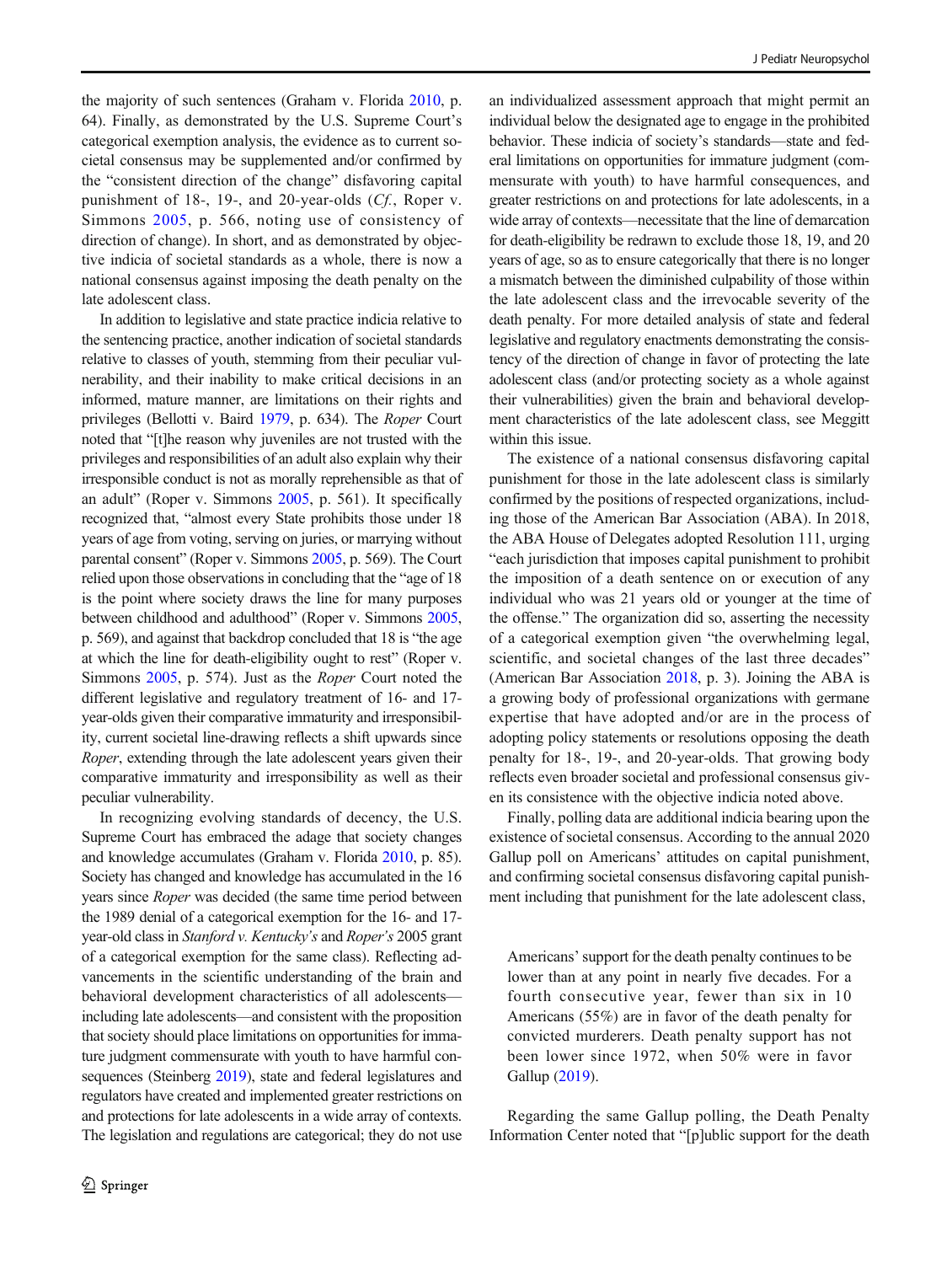the majority of such sentences (Graham v. Florida 2010, p. 64). Finally, as demonstrated by the U.S. Supreme Court's categorical exemption analysis, the evidence as to current societal consensus may be supplemented and/or confirmed by the "consistent direction of the change" disfavoring capital punishment of 18-, 19-, and 20-year-olds (*Cf.*, Roper v. Simmons 2005, p. 566, noting use of consistency of direction of change). In short, and as demonstrated by objective indicia of societal standards as a whole, there is now a national consensus against imposing the death penalty on the late adolescent class.

In addition to legislative and state practice indicia relative to the sentencing practice, another indication of societal standards relative to classes of youth, stemming from their peculiar vulnerability, and their inability to make critical decisions in an informed, mature manner, are limitations on their rights and privileges (Bellotti v. Baird 1979, p. 634). The *Roper* Court noted that "[t]he reason why juveniles are not trusted with the privileges and responsibilities of an adult also explain why their irresponsible conduct is not as morally reprehensible as that of an adult" (Roper v. Simmons 2005, p. 561). It specifically recognized that, "almost every State prohibits those under 18 years of age from voting, serving on juries, or marrying without parental consent" (Roper v. Simmons 2005, p. 569). The Court relied upon those observations in concluding that the "age of 18 is the point where society draws the line for many purposes between childhood and adulthood" (Roper v. Simmons 2005, p. 569), and against that backdrop concluded that 18 is "the age at which the line for death-eligibility ought to rest" (Roper v. Simmons 2005, p. 574). Just as the *Roper* Court noted the different legislative and regulatory treatment of 16- and 17-year-olds given their comparative immaturity and irresponsibility, current societal line-drawing reflects a shift upwards since *Roper*, extending through the late adolescent years given their comparative immaturity and irresponsibility as well as their peculiar vulnerability.

In recognizing evolving standards of decency, the U.S. Supreme Court has embraced the adage that society changes and knowledge accumulates (Graham v. Florida 2010, p. 85). Society has changed and knowledge has accumulated in the 16 years since *Roper* was decided (the same time period between the 1989 denial of a categorical exemption for the 16- and 17-year-old class in *Stanford v. Kentucky's* and *Roper's* 2005 grant of a categorical exemption for the same class). Reflecting advancements in the scientific understanding of the brain and behavioral development characteristics of all adolescents—including late adolescents—and consistent with the proposition that society should place limitations on opportunities for immature judgment commensurate with youth to have harmful consequences (Steinberg 2019), state and federal legislatures and regulators have created and implemented greater restrictions on and protections for late adolescents in a wide array of contexts. The legislation and regulations are categorical; they do not use an individualized assessment approach that might permit an individual below the designated age to engage in the prohibited behavior. These indicia of society's standards—state and federal limitations on opportunities for immature judgment (commensurate with youth) to have harmful consequences, and greater restrictions on and protections for late adolescents, in a wide array of contexts—necessitate that the line of demarcation for death-eligibility be redrawn to exclude those 18, 19, and 20 years of age, so as to ensure categorically that there is no longer a mismatch between the diminished culpability of those within the late adolescent class and the irrevocable severity of the death penalty. For more detailed analysis of state and federal legislative and regulatory enactments demonstrating the consistency of the direction of change in favor of protecting the late adolescent class (and/or protecting society as a whole against their vulnerabilities) given the brain and behavioral development characteristics of the late adolescent class, see Meggitt within this issue.

The existence of a national consensus disfavoring capital punishment for those in the late adolescent class is similarly confirmed by the positions of respected organizations, including those of the American Bar Association (ABA). In 2018, the ABA House of Delegates adopted Resolution 111, urging "each jurisdiction that imposes capital punishment to prohibit the imposition of a death sentence on or execution of any individual who was 21 years old or younger at the time of the offense." The organization did so, asserting the necessity of a categorical exemption given "the overwhelming legal, scientific, and societal changes of the last three decades" (American Bar Association 2018, p. 3). Joining the ABA is a growing body of professional organizations with germane expertise that have adopted and/or are in the process of adopting policy statements or resolutions opposing the death penalty for 18-, 19-, and 20-year-olds. That growing body reflects even broader societal and professional consensus given its consistence with the objective indicia noted above.

Finally, polling data are additional indicia bearing upon the existence of societal consensus. According to the annual 2020 Gallup poll on Americans' attitudes on capital punishment, and confirming societal consensus disfavoring capital punishment including that punishment for the late adolescent class,

> Americans' support for the death penalty continues to be lower than at any point in nearly five decades. For a fourth consecutive year, fewer than six in 10 Americans (55%) are in favor of the death penalty for convicted murderers. Death penalty support has not been lower since 1972, when 50% were in favor Gallup (2019).

Regarding the same Gallup polling, the Death Penalty Information Center noted that "[p]ublic support for the death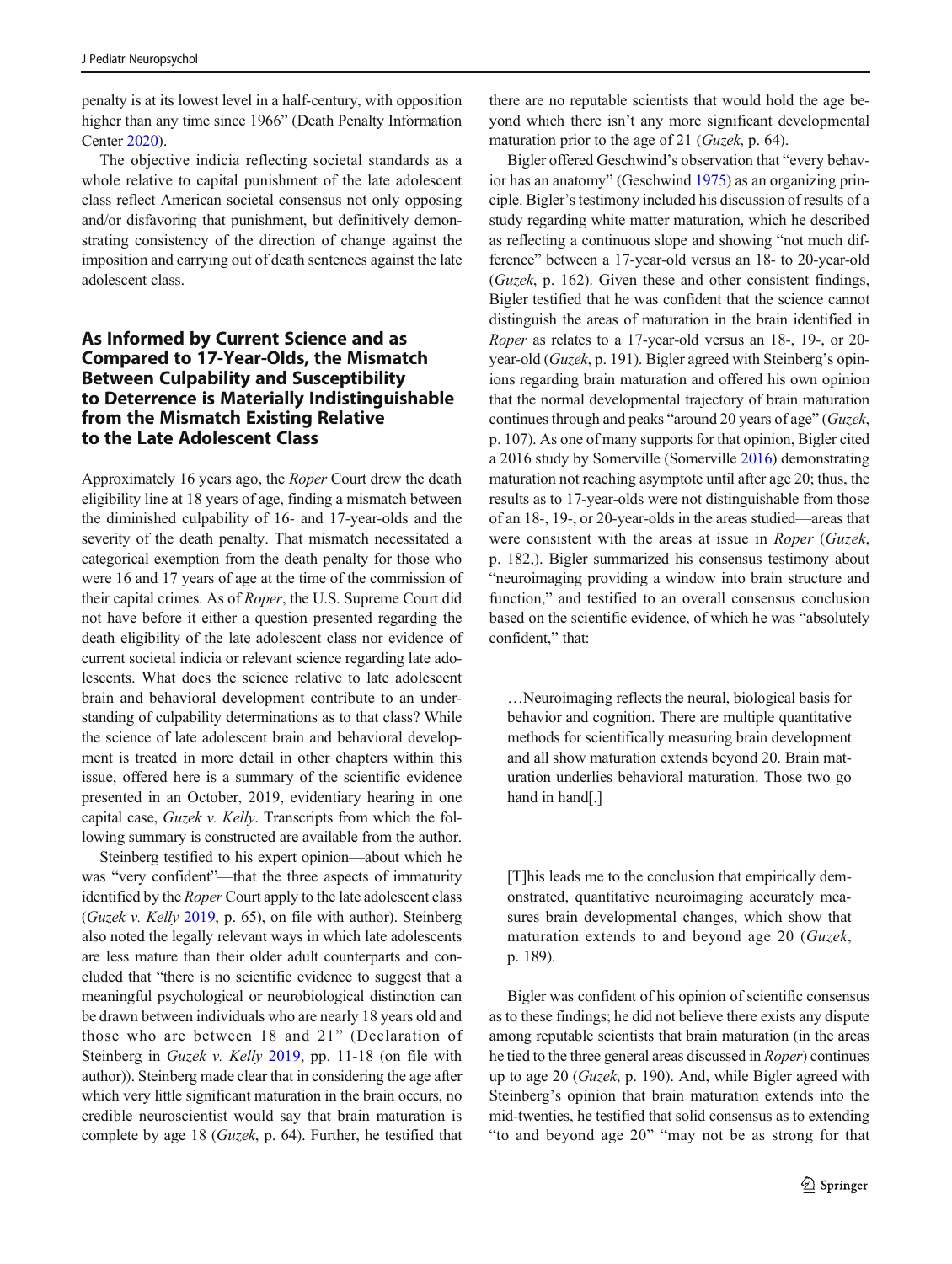penalty is at its lowest level in a half-century, with opposition higher than any time since 1966" (Death Penalty Information Center 2020).

The objective indicia reflecting societal standards as a whole relative to capital punishment of the late adolescent class reflect American societal consensus not only opposing and/or disfavoring that punishment, but definitively demonstrating consistency of the direction of change against the imposition and carrying out of death sentences against the late adolescent class.

## As Informed by Current Science and as Compared to 17-Year-Olds, the Mismatch Between Culpability and Susceptibility to Deterrence is Materially Indistinguishable from the Mismatch Existing Relative to the Late Adolescent Class

Approximately 16 years ago, the *Roper* Court drew the death eligibility line at 18 years of age, finding a mismatch between the diminished culpability of 16- and 17-year-olds and the severity of the death penalty. That mismatch necessitated a categorical exemption from the death penalty for those who were 16 and 17 years of age at the time of the commission of their capital crimes. As of *Roper*, the U.S. Supreme Court did not have before it either a question presented regarding the death eligibility of the late adolescent class nor evidence of current societal indicia or relevant science regarding late adolescents. What does the science relative to late adolescent brain and behavioral development contribute to an understanding of culpability determinations as to that class? While the science of late adolescent brain and behavioral development is treated in more detail in other chapters within this issue, offered here is a summary of the scientific evidence presented in an October, 2019, evidentiary hearing in one capital case, *Guzek v. Kelly*. Transcripts from which the following summary is constructed are available from the author.

Steinberg testified to his expert opinion—about which he was "very confident"—that the three aspects of immaturity identified by the *Roper* Court apply to the late adolescent class (*Guzek v. Kelly* 2019, p. 65), on file with author). Steinberg also noted the legally relevant ways in which late adolescents are less mature than their older adult counterparts and concluded that "there is no scientific evidence to suggest that a meaningful psychological or neurobiological distinction can be drawn between individuals who are nearly 18 years old and those who are between 18 and 21" (Declaration of Steinberg in *Guzek v. Kelly* 2019, pp. 11-18 (on file with author)). Steinberg made clear that in considering the age after which very little significant maturation in the brain occurs, no credible neuroscientist would say that brain maturation is complete by age 18 (*Guzek*, p. 64). Further, he testified that there are no reputable scientists that would hold the age beyond which there isn't any more significant developmental maturation prior to the age of 21 (*Guzek*, p. 64).

Bigler offered Geschwind's observation that "every behavior has an anatomy" (Geschwind 1975) as an organizing principle. Bigler's testimony included his discussion of results of a study regarding white matter maturation, which he described as reflecting a continuous slope and showing "not much difference" between a 17-year-old versus an 18- to 20-year-old (*Guzek*, p. 162). Given these and other consistent findings, Bigler testified that he was confident that the science cannot distinguish the areas of maturation in the brain identified in *Roper* as relates to a 17-year-old versus an 18-, 19-, or 20-year-old (*Guzek*, p. 191). Bigler agreed with Steinberg's opinions regarding brain maturation and offered his own opinion that the normal developmental trajectory of brain maturation continues through and peaks "around 20 years of age" (*Guzek*, p. 107). As one of many supports for that opinion, Bigler cited a 2016 study by Somerville (Somerville 2016) demonstrating maturation not reaching asymptote until after age 20; thus, the results as to 17-year-olds were not distinguishable from those of an 18-, 19-, or 20-year-olds in the areas studied—areas that were consistent with the areas at issue in *Roper* (*Guzek*, p. 182,). Bigler summarized his consensus testimony about "neuroimaging providing a window into brain structure and function," and testified to an overall consensus conclusion based on the scientific evidence, of which he was "absolutely confident," that:

> …Neuroimaging reflects the neural, biological basis for behavior and cognition. There are multiple quantitative methods for scientifically measuring brain development and all show maturation extends beyond 20. Brain maturation underlies behavioral maturation. Those two go hand in hand[.]

> [T]his leads me to the conclusion that empirically demonstrated, quantitative neuroimaging accurately measures brain developmental changes, which show that maturation extends to and beyond age 20 (*Guzek*, p. 189).

Bigler was confident of his opinion of scientific consensus as to these findings; he did not believe there exists any dispute among reputable scientists that brain maturation (in the areas he tied to the three general areas discussed in *Roper*) continues up to age 20 (*Guzek*, p. 190). And, while Bigler agreed with Steinberg's opinion that brain maturation extends into the mid-twenties, he testified that solid consensus as to extending "to and beyond age 20" "may not be as strong for that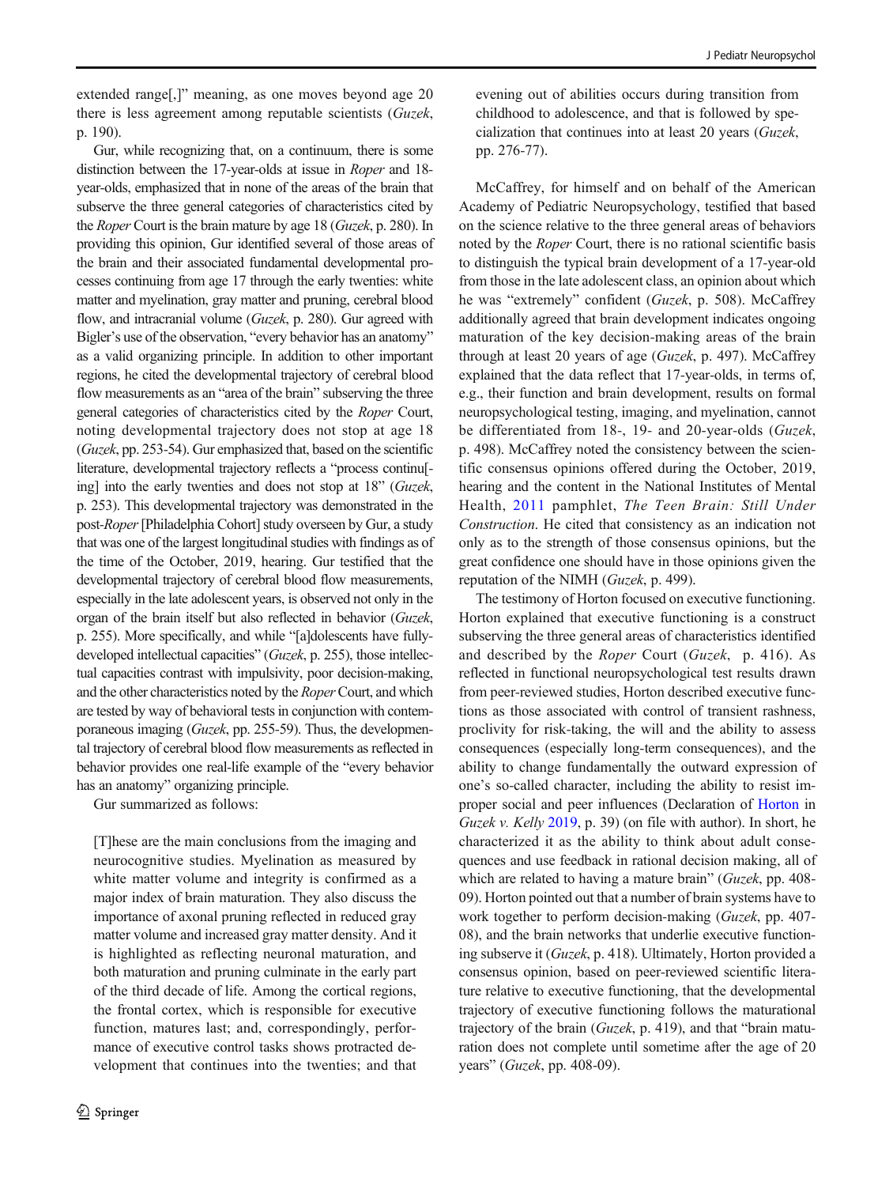extended range[,]" meaning, as one moves beyond age 20 there is less agreement among reputable scientists (*Guzek*, p. 190).

Gur, while recognizing that, on a continuum, there is some distinction between the 17-year-olds at issue in *Roper* and 18-year-olds, emphasized that in none of the areas of the brain that subserve the three general categories of characteristics cited by the *Roper* Court is the brain mature by age 18 (*Guzek*, p. 280). In providing this opinion, Gur identified several of those areas of the brain and their associated fundamental developmental processes continuing from age 17 through the early twenties: white matter and myelination, gray matter and pruning, cerebral blood flow, and intracranial volume (*Guzek*, p. 280). Gur agreed with Bigler's use of the observation, "every behavior has an anatomy" as a valid organizing principle. In addition to other important regions, he cited the developmental trajectory of cerebral blood flow measurements as an "area of the brain" subserving the three general categories of characteristics cited by the *Roper* Court, noting developmental trajectory does not stop at age 18 (*Guzek*, pp. 253-54). Gur emphasized that, based on the scientific literature, developmental trajectory reflects a "process continu[-ing] into the early twenties and does not stop at 18" (*Guzek*, p. 253). This developmental trajectory was demonstrated in the post-*Roper* [Philadelphia Cohort] study overseen by Gur, a study that was one of the largest longitudinal studies with findings as of the time of the October, 2019, hearing. Gur testified that the developmental trajectory of cerebral blood flow measurements, especially in the late adolescent years, is observed not only in the organ of the brain itself but also reflected in behavior (*Guzek*, p. 255). More specifically, and while "[a]dolescents have fully-developed intellectual capacities" (*Guzek*, p. 255), those intellectual capacities contrast with impulsivity, poor decision-making, and the other characteristics noted by the *Roper* Court, and which are tested by way of behavioral tests in conjunction with contemporaneous imaging (*Guzek*, pp. 255-59). Thus, the developmental trajectory of cerebral blood flow measurements as reflected in behavior provides one real-life example of the "every behavior has an anatomy" organizing principle.

Gur summarized as follows:

> [T]hese are the main conclusions from the imaging and neurocognitive studies. Myelination as measured by white matter volume and integrity is confirmed as a major index of brain maturation. They also discuss the importance of axonal pruning reflected in reduced gray matter volume and increased gray matter density. And it is highlighted as reflecting neuronal maturation, and both maturation and pruning culminate in the early part of the third decade of life. Among the cortical regions, the frontal cortex, which is responsible for executive function, matures last; and, correspondingly, performance of executive control tasks shows protracted development that continues into the twenties; and that evening out of abilities occurs during transition from childhood to adolescence, and that is followed by specialization that continues into at least 20 years (*Guzek*, pp. 276-77).

McCaffrey, for himself and on behalf of the American Academy of Pediatric Neuropsychology, testified that based on the science relative to the three general areas of behaviors noted by the *Roper* Court, there is no rational scientific basis to distinguish the typical brain development of a 17-year-old from those in the late adolescent class, an opinion about which he was "extremely" confident (*Guzek*, p. 508). McCaffrey additionally agreed that brain development indicates ongoing maturation of the key decision-making areas of the brain through at least 20 years of age (*Guzek*, p. 497). McCaffrey explained that the data reflect that 17-year-olds, in terms of, e.g., their function and brain development, results on formal neuropsychological testing, imaging, and myelination, cannot be differentiated from 18-, 19- and 20-year-olds (*Guzek*, p. 498). McCaffrey noted the consistency between the scientific consensus opinions offered during the October, 2019, hearing and the content in the National Institutes of Mental Health, 2011 pamphlet, *The Teen Brain: Still Under Construction*. He cited that consistency as an indication not only as to the strength of those consensus opinions, but the great confidence one should have in those opinions given the reputation of the NIMH (*Guzek*, p. 499).

The testimony of Horton focused on executive functioning. Horton explained that executive functioning is a construct subserving the three general areas of characteristics identified and described by the *Roper* Court (*Guzek*, p. 416). As reflected in functional neuropsychological test results drawn from peer-reviewed studies, Horton described executive functions as those associated with control of transient rashness, proclivity for risk-taking, the will and the ability to assess consequences (especially long-term consequences), and the ability to change fundamentally the outward expression of one's so-called character, including the ability to resist improper social and peer influences (Declaration of Horton in *Guzek v. Kelly* 2019, p. 39) (on file with author). In short, he characterized it as the ability to think about adult consequences and use feedback in rational decision making, all of which are related to having a mature brain" (*Guzek*, pp. 408-09). Horton pointed out that a number of brain systems have to work together to perform decision-making (*Guzek*, pp. 407-08), and the brain networks that underlie executive functioning subserve it (*Guzek*, p. 418). Ultimately, Horton provided a consensus opinion, based on peer-reviewed scientific literature relative to executive functioning, that the developmental trajectory of executive functioning follows the maturational trajectory of the brain (*Guzek*, p. 419), and that "brain maturation does not complete until sometime after the age of 20 years" (*Guzek*, pp. 408-09).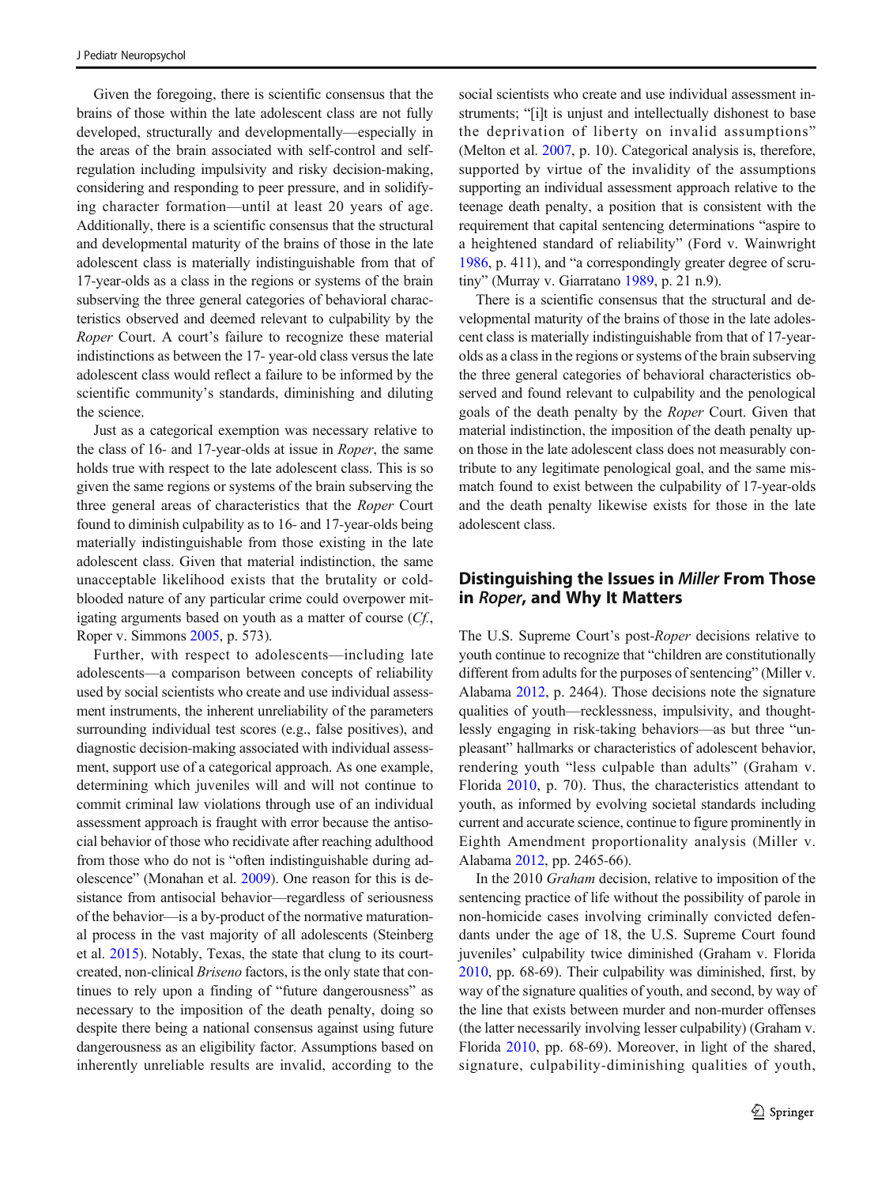Given the foregoing, there is scientific consensus that the brains of those within the late adolescent class are not fully developed, structurally and developmentally—especially in the areas of the brain associated with self-control and self-regulation including impulsivity and risky decision-making, considering and responding to peer pressure, and in solidifying character formation—until at least 20 years of age. Additionally, there is a scientific consensus that the structural and developmental maturity of the brains of those in the late adolescent class is materially indistinguishable from that of 17-year-olds as a class in the regions or systems of the brain subserving the three general categories of behavioral characteristics observed and deemed relevant to culpability by the *Roper* Court. A court's failure to recognize these material indistinctions as between the 17- year-old class versus the late adolescent class would reflect a failure to be informed by the scientific community's standards, diminishing and diluting the science.

Just as a categorical exemption was necessary relative to the class of 16- and 17-year-olds at issue in *Roper*, the same holds true with respect to the late adolescent class. This is so given the same regions or systems of the brain subserving the three general areas of characteristics that the *Roper* Court found to diminish culpability as to 16- and 17-year-olds being materially indistinguishable from those existing in the late adolescent class. Given that material indistinction, the same unacceptable likelihood exists that the brutality or cold-blooded nature of any particular crime could overpower mitigating arguments based on youth as a matter of course (*Cf.*, Roper v. Simmons 2005, p. 573).

Further, with respect to adolescents—including late adolescents—a comparison between concepts of reliability used by social scientists who create and use individual assessment instruments, the inherent unreliability of the parameters surrounding individual test scores (e.g., false positives), and diagnostic decision-making associated with individual assessment, support use of a categorical approach. As one example, determining which juveniles will and will not continue to commit criminal law violations through use of an individual assessment approach is fraught with error because the antisocial behavior of those who recidivate after reaching adulthood from those who do not is "often indistinguishable during adolescence" (Monahan et al. 2009). One reason for this is desistance from antisocial behavior—regardless of seriousness of the behavior—is a by-product of the normative maturational process in the vast majority of all adolescents (Steinberg et al. 2015). Notably, Texas, the state that clung to its court-created, non-clinical *Briseno* factors, is the only state that continues to rely upon a finding of "future dangerousness" as necessary to the imposition of the death penalty, doing so despite there being a national consensus against using future dangerousness as an eligibility factor. Assumptions based on inherently unreliable results are invalid, according to the social scientists who create and use individual assessment instruments; "[i]t is unjust and intellectually dishonest to base the deprivation of liberty on invalid assumptions" (Melton et al. 2007, p. 10). Categorical analysis is, therefore, supported by virtue of the invalidity of the assumptions supporting an individual assessment approach relative to the teenage death penalty, a position that is consistent with the requirement that capital sentencing determinations "aspire to a heightened standard of reliability" (Ford v. Wainwright 1986, p. 411), and "a correspondingly greater degree of scrutiny" (Murray v. Giarratano 1989, p. 21 n.9).

There is a scientific consensus that the structural and developmental maturity of the brains of those in the late adolescent class is materially indistinguishable from that of 17-year-olds as a class in the regions or systems of the brain subserving the three general categories of behavioral characteristics observed and found relevant to culpability and the penological goals of the death penalty by the *Roper* Court. Given that material indistinction, the imposition of the death penalty upon those in the late adolescent class does not measurably contribute to any legitimate penological goal, and the same mismatch found to exist between the culpability of 17-year-olds and the death penalty likewise exists for those in the late adolescent class.

## Distinguishing the Issues in *Miller* From Those in *Roper*, and Why It Matters

The U.S. Supreme Court's post-*Roper* decisions relative to youth continue to recognize that "children are constitutionally different from adults for the purposes of sentencing" (Miller v. Alabama 2012, p. 2464). Those decisions note the signature qualities of youth—recklessness, impulsivity, and thoughtlessly engaging in risk-taking behaviors—as but three "unpleasant" hallmarks or characteristics of adolescent behavior, rendering youth "less culpable than adults" (Graham v. Florida 2010, p. 70). Thus, the characteristics attendant to youth, as informed by evolving societal standards including current and accurate science, continue to figure prominently in Eighth Amendment proportionality analysis (Miller v. Alabama 2012, pp. 2465-66).

In the 2010 *Graham* decision, relative to imposition of the sentencing practice of life without the possibility of parole in non-homicide cases involving criminally convicted defendants under the age of 18, the U.S. Supreme Court found juveniles' culpability twice diminished (Graham v. Florida 2010, pp. 68-69). Their culpability was diminished, first, by way of the signature qualities of youth, and second, by way of the line that exists between murder and non-murder offenses (the latter necessarily involving lesser culpability) (Graham v. Florida 2010, pp. 68-69). Moreover, in light of the shared, signature, culpability-diminishing qualities of youth,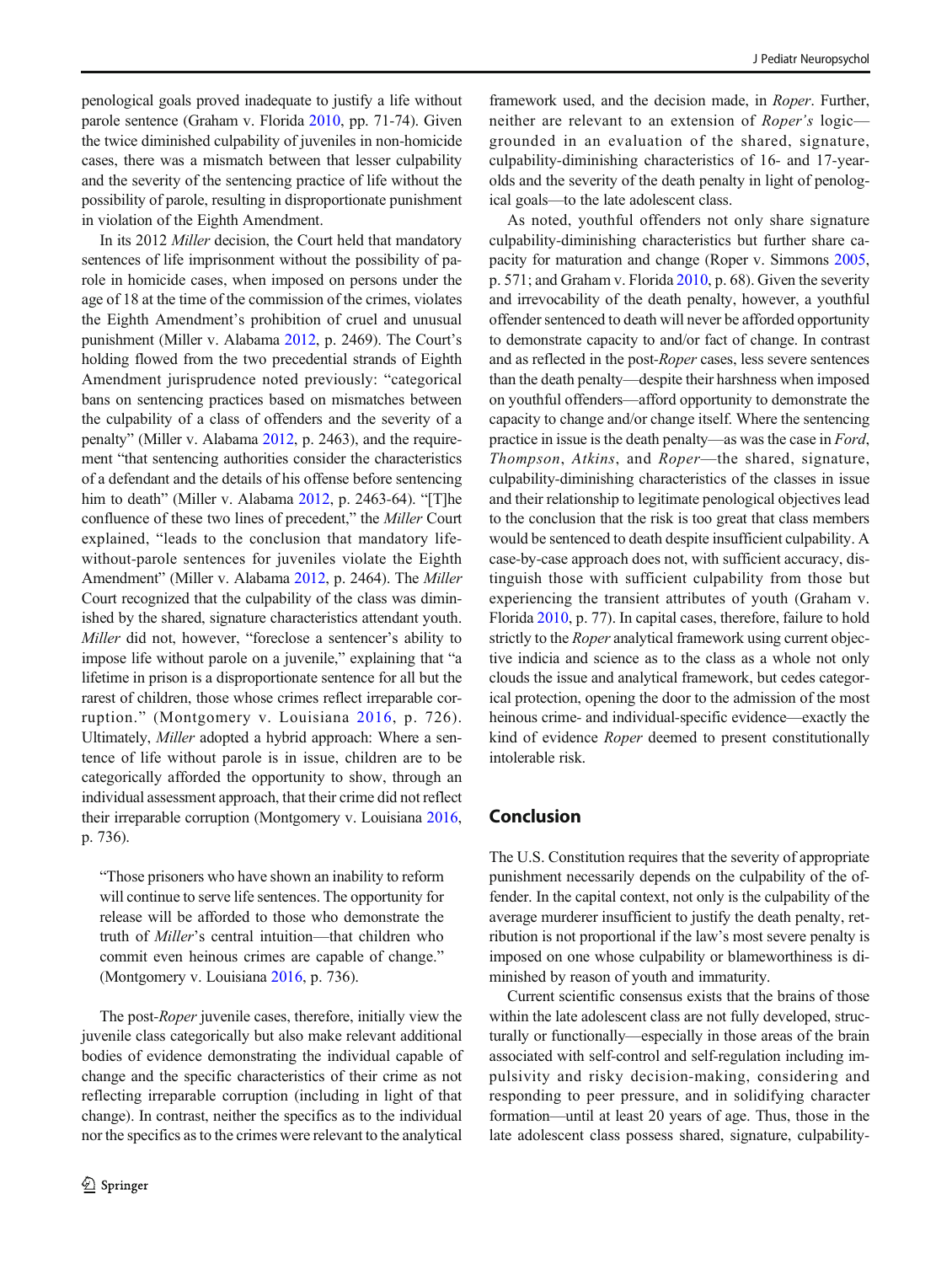penological goals proved inadequate to justify a life without parole sentence (Graham v. Florida 2010, pp. 71-74). Given the twice diminished culpability of juveniles in non-homicide cases, there was a mismatch between that lesser culpability and the severity of the sentencing practice of life without the possibility of parole, resulting in disproportionate punishment in violation of the Eighth Amendment.

In its 2012 *Miller* decision, the Court held that mandatory sentences of life imprisonment without the possibility of parole in homicide cases, when imposed on persons under the age of 18 at the time of the commission of the crimes, violates the Eighth Amendment's prohibition of cruel and unusual punishment (Miller v. Alabama 2012, p. 2469). The Court's holding flowed from the two precedential strands of Eighth Amendment jurisprudence noted previously: "categorical bans on sentencing practices based on mismatches between the culpability of a class of offenders and the severity of a penalty" (Miller v. Alabama 2012, p. 2463), and the requirement "that sentencing authorities consider the characteristics of a defendant and the details of his offense before sentencing him to death" (Miller v. Alabama 2012, p. 2463-64). "[T]he confluence of these two lines of precedent," the *Miller* Court explained, "leads to the conclusion that mandatory life-without-parole sentences for juveniles violate the Eighth Amendment" (Miller v. Alabama 2012, p. 2464). The *Miller* Court recognized that the culpability of the class was diminished by the shared, signature characteristics attendant youth. *Miller* did not, however, "foreclose a sentencer's ability to impose life without parole on a juvenile," explaining that "a lifetime in prison is a disproportionate sentence for all but the rarest of children, those whose crimes reflect irreparable corruption." (Montgomery v. Louisiana 2016, p. 726). Ultimately, *Miller* adopted a hybrid approach: Where a sentence of life without parole is in issue, children are to be categorically afforded the opportunity to show, through an individual assessment approach, that their crime did not reflect their irreparable corruption (Montgomery v. Louisiana 2016, p. 736).

> "Those prisoners who have shown an inability to reform will continue to serve life sentences. The opportunity for release will be afforded to those who demonstrate the truth of *Miller*'s central intuition—that children who commit even heinous crimes are capable of change." (Montgomery v. Louisiana 2016, p. 736).

The post-*Roper* juvenile cases, therefore, initially view the juvenile class categorically but also make relevant additional bodies of evidence demonstrating the individual capable of change and the specific characteristics of their crime as not reflecting irreparable corruption (including in light of that change). In contrast, neither the specifics as to the individual nor the specifics as to the crimes were relevant to the analytical framework used, and the decision made, in *Roper*. Further, neither are relevant to an extension of *Roper's* logic—grounded in an evaluation of the shared, signature, culpability-diminishing characteristics of 16- and 17-year-olds and the severity of the death penalty in light of penological goals—to the late adolescent class.

As noted, youthful offenders not only share signature culpability-diminishing characteristics but further share capacity for maturation and change (Roper v. Simmons 2005, p. 571; and Graham v. Florida 2010, p. 68). Given the severity and irrevocability of the death penalty, however, a youthful offender sentenced to death will never be afforded opportunity to demonstrate capacity to and/or fact of change. In contrast and as reflected in the post-*Roper* cases, less severe sentences than the death penalty—despite their harshness when imposed on youthful offenders—afford opportunity to demonstrate the capacity to change and/or change itself. Where the sentencing practice in issue is the death penalty—as was the case in *Ford*, *Thompson*, *Atkins*, and *Roper*—the shared, signature, culpability-diminishing characteristics of the classes in issue and their relationship to legitimate penological objectives lead to the conclusion that the risk is too great that class members would be sentenced to death despite insufficient culpability. A case-by-case approach does not, with sufficient accuracy, distinguish those with sufficient culpability from those but experiencing the transient attributes of youth (Graham v. Florida 2010, p. 77). In capital cases, therefore, failure to hold strictly to the *Roper* analytical framework using current objective indicia and science as to the class as a whole not only clouds the issue and analytical framework, but cedes categorical protection, opening the door to the admission of the most heinous crime- and individual-specific evidence—exactly the kind of evidence *Roper* deemed to present constitutionally intolerable risk.

## Conclusion

The U.S. Constitution requires that the severity of appropriate punishment necessarily depends on the culpability of the offender. In the capital context, not only is the culpability of the average murderer insufficient to justify the death penalty, retribution is not proportional if the law's most severe penalty is imposed on one whose culpability or blameworthiness is diminished by reason of youth and immaturity.

Current scientific consensus exists that the brains of those within the late adolescent class are not fully developed, structurally or functionally—especially in those areas of the brain associated with self-control and self-regulation including impulsivity and risky decision-making, considering and responding to peer pressure, and in solidifying character formation—until at least 20 years of age. Thus, those in the late adolescent class possess shared, signature, culpability-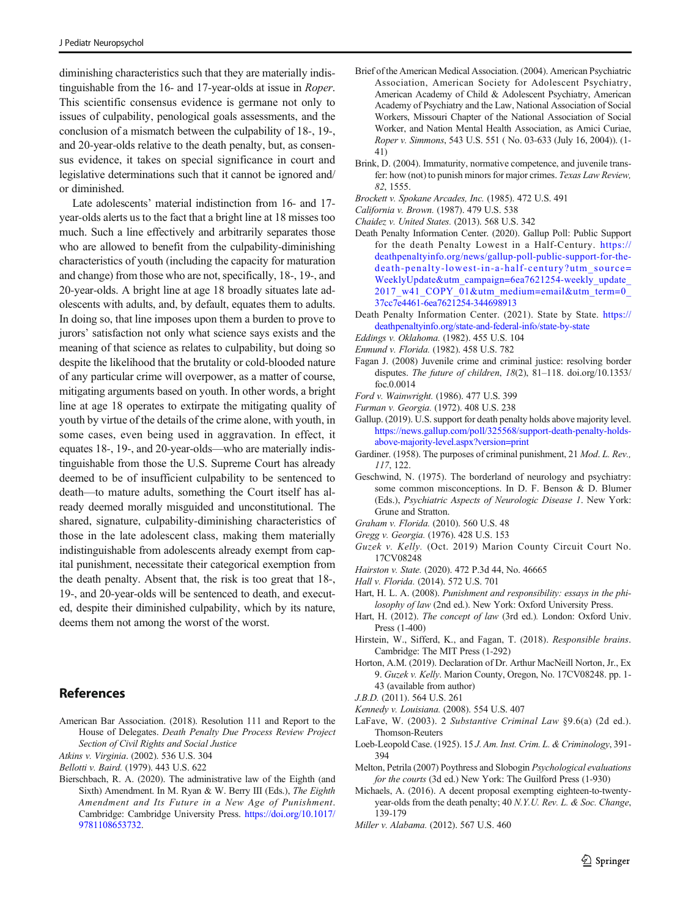diminishing characteristics such that they are materially indistinguishable from the 16- and 17-year-olds at issue in *Roper*. This scientific consensus evidence is germane not only to issues of culpability, penological goals assessments, and the conclusion of a mismatch between the culpability of 18-, 19-, and 20-year-olds relative to the death penalty, but, as consensus evidence, it takes on special significance in court and legislative determinations such that it cannot be ignored and/or diminished.

Late adolescents' material indistinction from 16- and 17-year-olds alerts us to the fact that a bright line at 18 misses too much. Such a line effectively and arbitrarily separates those who are allowed to benefit from the culpability-diminishing characteristics of youth (including the capacity for maturation and change) from those who are not, specifically, 18-, 19-, and 20-year-olds. A bright line at age 18 broadly situates late adolescents with adults, and, by default, equates them to adults. In doing so, that line imposes upon them a burden to prove to jurors' satisfaction not only what science says exists and the meaning of that science as relates to culpability, but doing so despite the likelihood that the brutality or cold-blooded nature of any particular crime will overpower, as a matter of course, mitigating arguments based on youth. In other words, a bright line at age 18 operates to extirpate the mitigating quality of youth by virtue of the details of the crime alone, with youth, in some cases, even being used in aggravation. In effect, it equates 18-, 19-, and 20-year-olds—who are materially indistinguishable from those the U.S. Supreme Court has already deemed to be of insufficient culpability to be sentenced to death—to mature adults, something the Court itself has already deemed morally misguided and unconstitutional. The shared, signature, culpability-diminishing characteristics of those in the late adolescent class, making them materially indistinguishable from adolescents already exempt from capital punishment, necessitate their categorical exemption from the death penalty. Absent that, the risk is too great that 18-, 19-, and 20-year-olds will be sentenced to death, and executed, despite their diminished culpability, which by its nature, deems them not among the worst of the worst.

## References

American Bar Association. (2018). Resolution 111 and Report to the House of Delegates. *Death Penalty Due Process Review Project Section of Civil Rights and Social Justice*

*Atkins v. Virginia*. (2002). 536 U.S. 304

*Bellotti v. Baird.* (1979). 443 U.S. 622

Bierschbach, R. A. (2020). The administrative law of the Eighth (and Sixth) Amendment. In M. Ryan & W. Berry III (Eds.), *The Eighth Amendment and Its Future in a New Age of Punishment*. Cambridge: Cambridge University Press. https://doi.org/10.1017/9781108653732.

Brief of the American Medical Association. (2004). American Psychiatric Association, American Society for Adolescent Psychiatry, American Academy of Child & Adolescent Psychiatry, American Academy of Psychiatry and the Law, National Association of Social Workers, Missouri Chapter of the National Association of Social Worker, and Nation Mental Health Association, as Amici Curiae, *Roper v. Simmons*, 543 U.S. 551 ( No. 03-633 (July 16, 2004)). (1-41)

Brink, D. (2004). Immaturity, normative competence, and juvenile transfer: how (not) to punish minors for major crimes. *Texas Law Review, 82*, 1555.

*Brockett v. Spokane Arcades, Inc.* (1985). 472 U.S. 491

*California v. Brown.* (1987). 479 U.S. 538

*Chaidez v. United States.* (2013). 568 U.S. 342

Death Penalty Information Center. (2020). Gallup Poll: Public Support for the Death Penalty Lowest in a Half-Century. https://deathpenaltyinfo.org/news/gallup-poll-public-support-for-the-death-penalty-lowest-in-a-half-century?utm_source=WeeklyUpdate&utm_campaign=6ea7621254-weekly_update_2017_w41_COPY_01&utm_medium=email&utm_term=0_37cc7e4461-6ea7621254-344698913

Death Penalty Information Center. (2021). State by State. https://deathpenaltyinfo.org/state-and-federal-info/state-by-state

*Eddings v. Oklahoma.* (1982). 455 U.S. 104

*Enmund v. Florida.* (1982). 458 U.S. 782

Fagan J. (2008) Juvenile crime and criminal justice: resolving border disputes. *The future of children*, *18*(2), 81–118. doi.org/10.1353/foc.0.0014

*Ford v. Wainwright.* (1986). 477 U.S. 399

*Furman v. Georgia.* (1972). 408 U.S. 238

Gallup. (2019). U.S. support for death penalty holds above majority level. https://news.gallup.com/poll/325568/support-death-penalty-holds-above-majority-level.aspx?version=print

Gardiner. (1958). The purposes of criminal punishment, 21 *Mod. L. Rev., 117*, 122.

Geschwind, N. (1975). The borderland of neurology and psychiatry: some common misconceptions. In D. F. Benson & D. Blumer (Eds.), *Psychiatric Aspects of Neurologic Disease 1*. New York: Grune and Stratton.

*Graham v. Florida.* (2010). 560 U.S. 48

*Gregg v. Georgia.* (1976). 428 U.S. 153

*Guzek v. Kelly.* (Oct. 2019) Marion County Circuit Court No. 17CV08248

*Hairston v. State.* (2020). 472 P.3d 44, No. 46665

*Hall v. Florida.* (2014). 572 U.S. 701

Hart, H. L. A. (2008). *Punishment and responsibility: essays in the philosophy of law* (2nd ed.). New York: Oxford University Press.

Hart, H. (2012). *The concept of law* (3rd ed.)*.* London: Oxford Univ. Press (1-400)

Hirstein, W., Sifferd, K., and Fagan, T. (2018). *Responsible brains*. Cambridge: The MIT Press (1-292)

Horton, A.M. (2019). Declaration of Dr. Arthur MacNeill Norton, Jr., Ex 9. *Guzek v. Kelly*. Marion County, Oregon, No. 17CV08248. pp. 1-43 (available from author)

*J.B.D.* (2011). 564 U.S. 261

*Kennedy v. Louisiana.* (2008). 554 U.S. 407

LaFave, W. (2003). 2 *Substantive Criminal Law* §9.6(a) (2d ed.). Thomson-Reuters

Loeb-Leopold Case. (1925). 15 *J. Am. Inst. Crim. L. & Criminology*, 391-394

Melton, Petrila (2007) Poythress and Slobogin *Psychological evaluations for the courts* (3d ed.) New York: The Guilford Press (1-930)

Michaels, A. (2016). A decent proposal exempting eighteen-to-twenty-year-olds from the death penalty; 40 *N.Y.U. Rev. L. & Soc. Change*, 139-179

*Miller v. Alabama.* (2012). 567 U.S. 460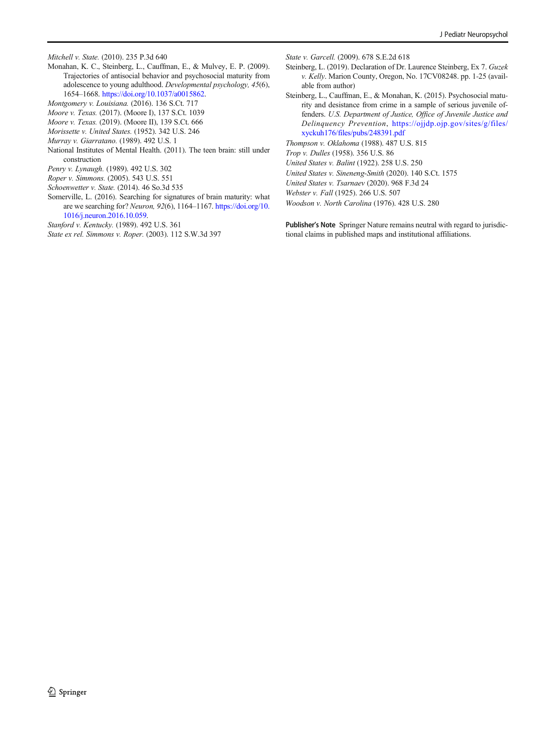*Mitchell v. State.* (2010). 235 P.3d 640

Monahan, K. C., Steinberg, L., Cauffman, E., & Mulvey, E. P. (2009). Trajectories of antisocial behavior and psychosocial maturity from adolescence to young adulthood. *Developmental psychology, 45*(6), 1654–1668. https://doi.org/10.1037/a0015862.

*Montgomery v. Louisiana.* (2016). 136 S.Ct. 717

*Moore v. Texas.* (2017). (Moore I), 137 S.Ct. 1039

*Moore v. Texas.* (2019). (Moore II), 139 S.Ct. 666

*Morissette v. United States.* (1952). 342 U.S. 246

*Murray v. Giarratano.* (1989). 492 U.S. 1

National Institutes of Mental Health. (2011). The teen brain: still under construction

*Penry v. Lynaugh.* (1989). 492 U.S. 302

*Roper v. Simmons.* (2005). 543 U.S. 551

*Schoenwetter v. State.* (2014). 46 So.3d 535

Somerville, L. (2016). Searching for signatures of brain maturity: what are we searching for? *Neuron, 92*(6), 1164–1167. https://doi.org/10.1016/j.neuron.2016.10.059.

*Stanford v. Kentucky.* (1989). 492 U.S. 361

*State ex rel. Simmons v. Roper.* (2003). 112 S.W.3d 397

*State v. Garcell.* (2009). 678 S.E.2d 618

Steinberg, L. (2019). Declaration of Dr. Laurence Steinberg, Ex 7. *Guzek v. Kelly*. Marion County, Oregon, No. 17CV08248. pp. 1-25 (available from author)

Steinberg, L., Cauffman, E., & Monahan, K. (2015). Psychosocial maturity and desistance from crime in a sample of serious juvenile offenders. *U.S. Department of Justice, Office of Juvenile Justice and Delinquency Prevention*, https://ojjdp.ojp.gov/sites/g/files/xyckuh176/files/pubs/248391.pdf

*Thompson v. Oklahoma* (1988). 487 U.S. 815

*Trop v. Dulles* (1958). 356 U.S. 86

*United States v. Balint* (1922). 258 U.S. 250

*United States v. Sineneng-Smith* (2020). 140 S.Ct. 1575

*United States v. Tsarnaev* (2020). 968 F.3d 24

*Webster v. Fall* (1925). 266 U.S. 507

*Woodson v. North Carolina* (1976). 428 U.S. 280

**Publisher's Note** Springer Nature remains neutral with regard to jurisdictional claims in published maps and institutional affiliations.